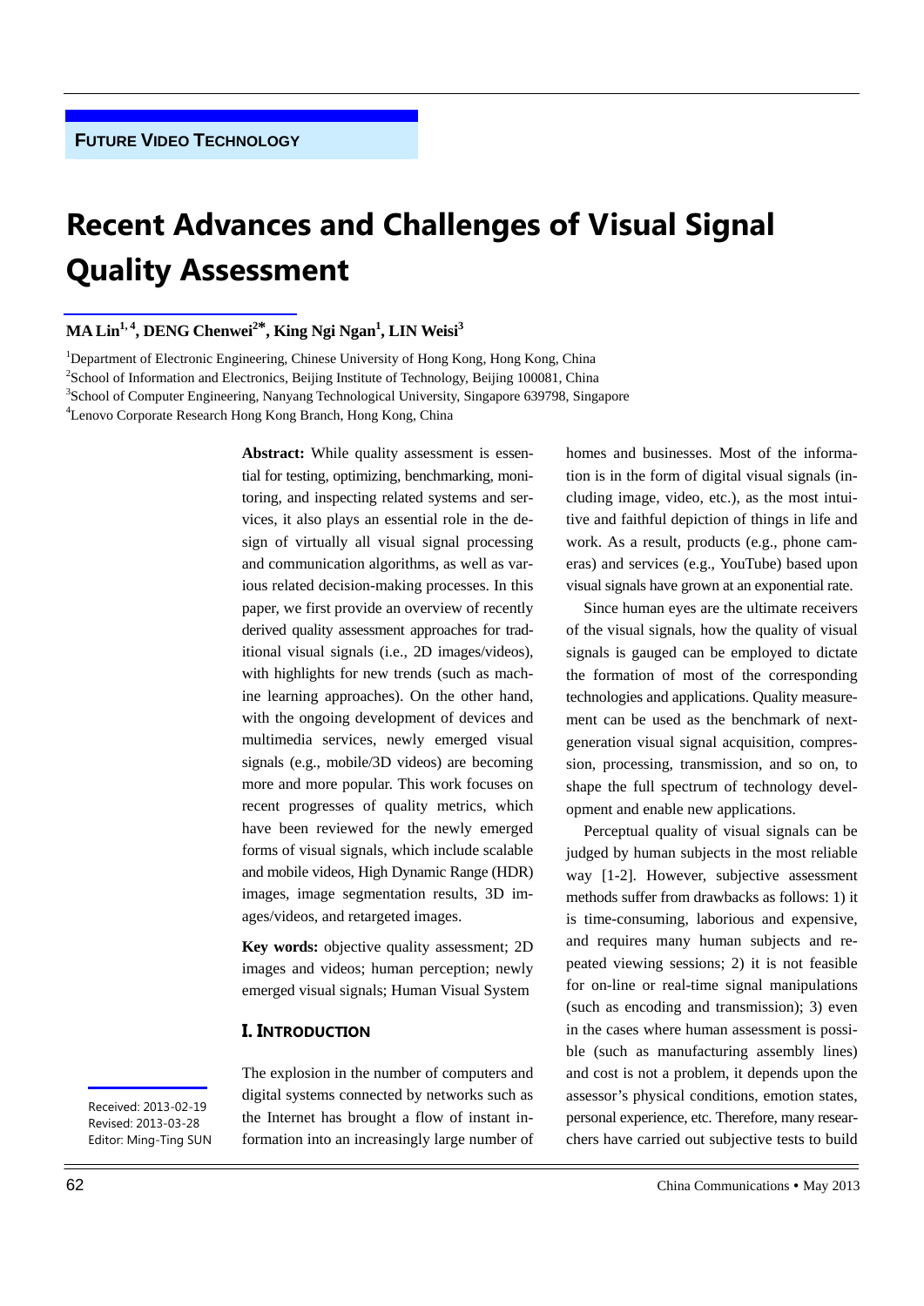FUTURE VIDEO TECHNOLOGY

# Recent Advances and Challenges of Visual Signal Quality Assessment

**MA Lin[1, 4], DENG Chenwei[2*], King Ngi Ngan[1], LIN Weisi[3]**

[1]Department of Electronic Engineering, Chinese University of Hong Kong, Hong Kong, China
[2]School of Information and Electronics, Beijing Institute of Technology, Beijing 100081, China
[3]School of Computer Engineering, Nanyang Technological University, Singapore 639798, Singapore
[4]Lenovo Corporate Research Hong Kong Branch, Hong Kong, China

**Abstract:** While quality assessment is essential for testing, optimizing, benchmarking, monitoring, and inspecting related systems and services, it also plays an essential role in the design of virtually all visual signal processing and communication algorithms, as well as various related decision-making processes. In this paper, we first provide an overview of recently derived quality assessment approaches for traditional visual signals (i.e., 2D images/videos), with highlights for new trends (such as machine learning approaches). On the other hand, with the ongoing development of devices and multimedia services, newly emerged visual signals (e.g., mobile/3D videos) are becoming more and more popular. This work focuses on recent progresses of quality metrics, which have been reviewed for the newly emerged forms of visual signals, which include scalable and mobile videos, High Dynamic Range (HDR) images, image segmentation results, 3D images/videos, and retargeted images.

**Key words:** objective quality assessment; 2D images and videos; human perception; newly emerged visual signals; Human Visual System

Received: 2013-02-19
Revised: 2013-03-28
Editor: Ming-Ting SUN

## I. INTRODUCTION

The explosion in the number of computers and digital systems connected by networks such as the Internet has brought a flow of instant information into an increasingly large number of homes and businesses. Most of the information is in the form of digital visual signals (including image, video, etc.), as the most intuitive and faithful depiction of things in life and work. As a result, products (e.g., phone cameras) and services (e.g., YouTube) based upon visual signals have grown at an exponential rate.

Since human eyes are the ultimate receivers of the visual signals, how the quality of visual signals is gauged can be employed to dictate the formation of most of the corresponding technologies and applications. Quality measurement can be used as the benchmark of next-generation visual signal acquisition, compression, processing, transmission, and so on, to shape the full spectrum of technology development and enable new applications.

Perceptual quality of visual signals can be judged by human subjects in the most reliable way [1-2]. However, subjective assessment methods suffer from drawbacks as follows: 1) it is time-consuming, laborious and expensive, and requires many human subjects and repeated viewing sessions; 2) it is not feasible for on-line or real-time signal manipulations (such as encoding and transmission); 3) even in the cases where human assessment is possible (such as manufacturing assembly lines) and cost is not a problem, it depends upon the assessor's physical conditions, emotion states, personal experience, etc. Therefore, many researchers have carried out subjective tests to build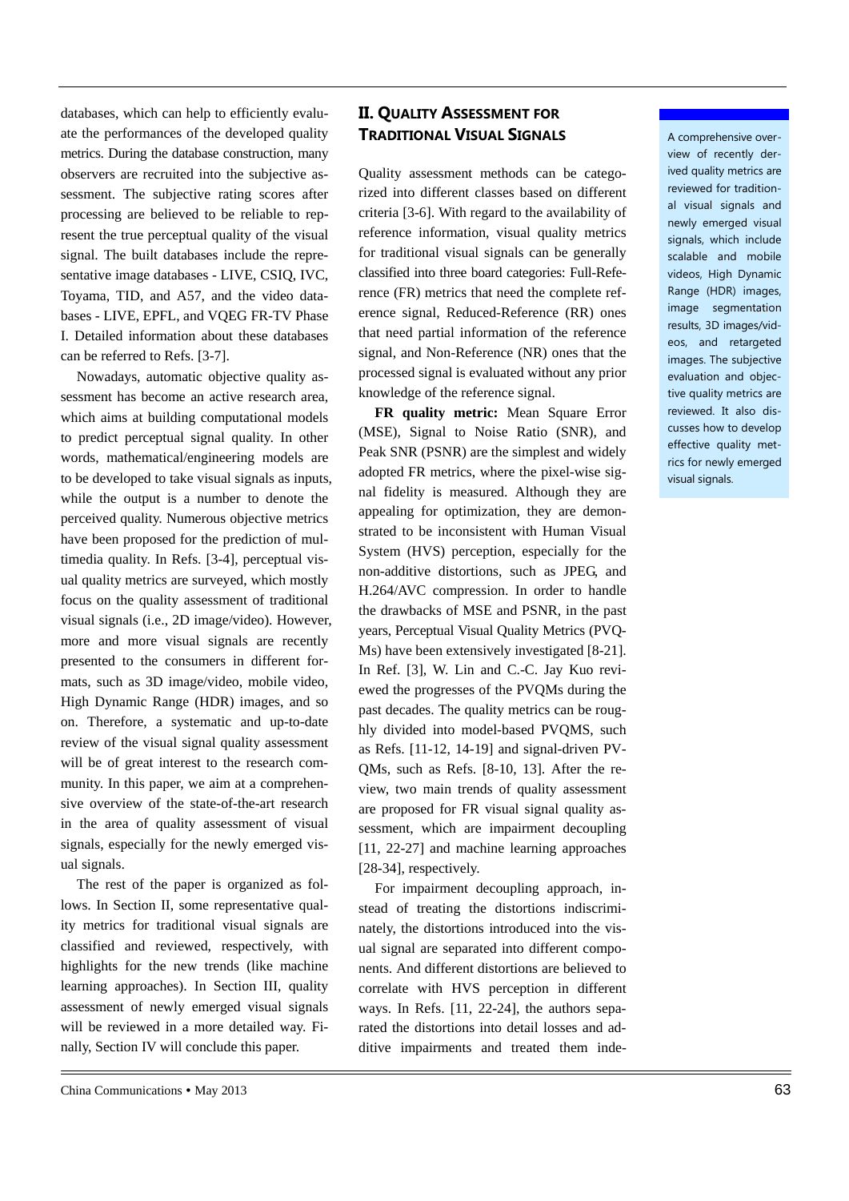databases, which can help to efficiently evaluate the performances of the developed quality metrics. During the database construction, many observers are recruited into the subjective assessment. The subjective rating scores after processing are believed to be reliable to represent the true perceptual quality of the visual signal. The built databases include the representative image databases - LIVE, CSIQ, IVC, Toyama, TID, and A57, and the video databases - LIVE, EPFL, and VQEG FR-TV Phase I. Detailed information about these databases can be referred to Refs. [3-7].

Nowadays, automatic objective quality assessment has become an active research area, which aims at building computational models to predict perceptual signal quality. In other words, mathematical/engineering models are to be developed to take visual signals as inputs, while the output is a number to denote the perceived quality. Numerous objective metrics have been proposed for the prediction of multimedia quality. In Refs. [3-4], perceptual visual quality metrics are surveyed, which mostly focus on the quality assessment of traditional visual signals (i.e., 2D image/video). However, more and more visual signals are recently presented to the consumers in different formats, such as 3D image/video, mobile video, High Dynamic Range (HDR) images, and so on. Therefore, a systematic and up-to-date review of the visual signal quality assessment will be of great interest to the research community. In this paper, we aim at a comprehensive overview of the state-of-the-art research in the area of quality assessment of visual signals, especially for the newly emerged visual signals.

The rest of the paper is organized as follows. In Section II, some representative quality metrics for traditional visual signals are classified and reviewed, respectively, with highlights for the new trends (like machine learning approaches). In Section III, quality assessment of newly emerged visual signals will be reviewed in a more detailed way. Finally, Section IV will conclude this paper.

## II. Quality Assessment for Traditional Visual Signals

Quality assessment methods can be categorized into different classes based on different criteria [3-6]. With regard to the availability of reference information, visual quality metrics for traditional visual signals can be generally classified into three board categories: Full-Reference (FR) metrics that need the complete reference signal, Reduced-Reference (RR) ones that need partial information of the reference signal, and Non-Reference (NR) ones that the processed signal is evaluated without any prior knowledge of the reference signal.

**FR quality metric:** Mean Square Error (MSE), Signal to Noise Ratio (SNR), and Peak SNR (PSNR) are the simplest and widely adopted FR metrics, where the pixel-wise signal fidelity is measured. Although they are appealing for optimization, they are demonstrated to be inconsistent with Human Visual System (HVS) perception, especially for the non-additive distortions, such as JPEG, and H.264/AVC compression. In order to handle the drawbacks of MSE and PSNR, in the past years, Perceptual Visual Quality Metrics (PVQMs) have been extensively investigated [8-21]. In Ref. [3], W. Lin and C.-C. Jay Kuo reviewed the progresses of the PVQMs during the past decades. The quality metrics can be roughly divided into model-based PVQMS, such as Refs. [11-12, 14-19] and signal-driven PVQMs, such as Refs. [8-10, 13]. After the review, two main trends of quality assessment are proposed for FR visual signal quality assessment, which are impairment decoupling [11, 22-27] and machine learning approaches [28-34], respectively.

For impairment decoupling approach, instead of treating the distortions indiscriminately, the distortions introduced into the visual signal are separated into different components. And different distortions are believed to correlate with HVS perception in different ways. In Refs. [11, 22-24], the authors separated the distortions into detail losses and additive impairments and treated them inde-

A comprehensive overview of recently derived quality metrics are reviewed for traditional visual signals and newly emerged visual signals, which include scalable and mobile videos, High Dynamic Range (HDR) images, image segmentation results, 3D images/videos, and retargeted images. The subjective evaluation and objective quality metrics are reviewed. It also discusses how to develop effective quality metrics for newly emerged visual signals.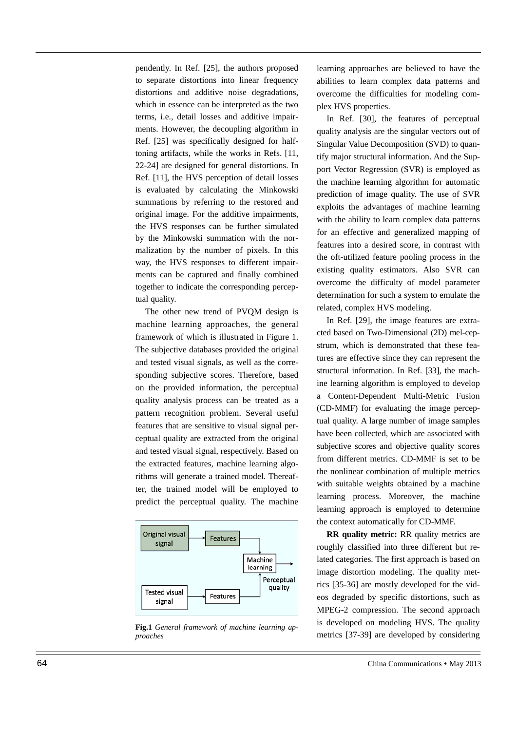pendently. In Ref. [25], the authors proposed to separate distortions into linear frequency distortions and additive noise degradations, which in essence can be interpreted as the two terms, i.e., detail losses and additive impairments. However, the decoupling algorithm in Ref. [25] was specifically designed for halftoning artifacts, while the works in Refs. [11, 22-24] are designed for general distortions. In Ref. [11], the HVS perception of detail losses is evaluated by calculating the Minkowski summations by referring to the restored and original image. For the additive impairments, the HVS responses can be further simulated by the Minkowski summation with the normalization by the number of pixels. In this way, the HVS responses to different impairments can be captured and finally combined together to indicate the corresponding perceptual quality.

The other new trend of PVQM design is machine learning approaches, the general framework of which is illustrated in Figure 1. The subjective databases provided the original and tested visual signals, as well as the corresponding subjective scores. Therefore, based on the provided information, the perceptual quality analysis process can be treated as a pattern recognition problem. Several useful features that are sensitive to visual signal perceptual quality are extracted from the original and tested visual signal, respectively. Based on the extracted features, machine learning algorithms will generate a trained model. Thereafter, the trained model will be employed to predict the perceptual quality. The machine learning approaches are believed to have the abilities to learn complex data patterns and overcome the difficulties for modeling complex HVS properties.

Original visual signal → Features → Machine learning → Perceptual quality
Tested visual signal → Features → Machine learning

**Fig.1** *General framework of machine learning approaches*

In Ref. [30], the features of perceptual quality analysis are the singular vectors out of Singular Value Decomposition (SVD) to quantify major structural information. And the Support Vector Regression (SVR) is employed as the machine learning algorithm for automatic prediction of image quality. The use of SVR exploits the advantages of machine learning with the ability to learn complex data patterns for an effective and generalized mapping of features into a desired score, in contrast with the oft-utilized feature pooling process in the existing quality estimators. Also SVR can overcome the difficulty of model parameter determination for such a system to emulate the related, complex HVS modeling.

In Ref. [29], the image features are extracted based on Two-Dimensional (2D) mel-cepstrum, which is demonstrated that these features are effective since they can represent the structural information. In Ref. [33], the machine learning algorithm is employed to develop a Content-Dependent Multi-Metric Fusion (CD-MMF) for evaluating the image perceptual quality. A large number of image samples have been collected, which are associated with subjective scores and objective quality scores from different metrics. CD-MMF is set to be the nonlinear combination of multiple metrics with suitable weights obtained by a machine learning process. Moreover, the machine learning approach is employed to determine the context automatically for CD-MMF.

**RR quality metric:** RR quality metrics are roughly classified into three different but related categories. The first approach is based on image distortion modeling. The quality metrics [35-36] are mostly developed for the videos degraded by specific distortions, such as MPEG-2 compression. The second approach is developed on modeling HVS. The quality metrics [37-39] are developed by considering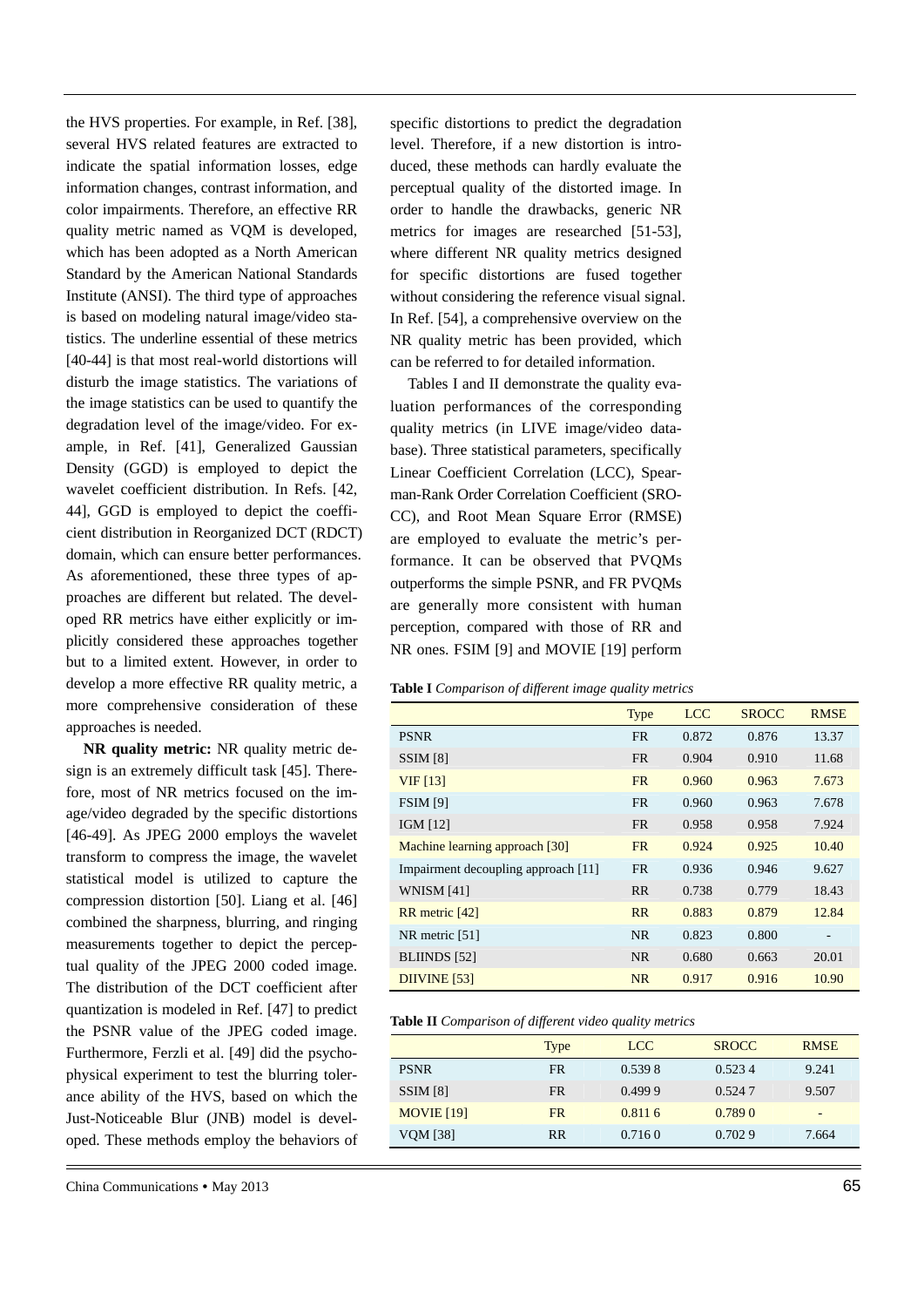the HVS properties. For example, in Ref. [38], several HVS related features are extracted to indicate the spatial information losses, edge information changes, contrast information, and color impairments. Therefore, an effective RR quality metric named as VQM is developed, which has been adopted as a North American Standard by the American National Standards Institute (ANSI). The third type of approaches is based on modeling natural image/video statistics. The underline essential of these metrics [40-44] is that most real-world distortions will disturb the image statistics. The variations of the image statistics can be used to quantify the degradation level of the image/video. For example, in Ref. [41], Generalized Gaussian Density (GGD) is employed to depict the wavelet coefficient distribution. In Refs. [42, 44], GGD is employed to depict the coefficient distribution in Reorganized DCT (RDCT) domain, which can ensure better performances. As aforementioned, these three types of approaches are different but related. The developed RR metrics have either explicitly or implicitly considered these approaches together but to a limited extent. However, in order to develop a more effective RR quality metric, a more comprehensive consideration of these approaches is needed.

**NR quality metric:** NR quality metric design is an extremely difficult task [45]. Therefore, most of NR metrics focused on the image/video degraded by the specific distortions [46-49]. As JPEG 2000 employs the wavelet transform to compress the image, the wavelet statistical model is utilized to capture the compression distortion [50]. Liang et al. [46] combined the sharpness, blurring, and ringing measurements together to depict the perceptual quality of the JPEG 2000 coded image. The distribution of the DCT coefficient after quantization is modeled in Ref. [47] to predict the PSNR value of the JPEG coded image. Furthermore, Ferzli et al. [49] did the psychophysical experiment to test the blurring tolerance ability of the HVS, based on which the Just-Noticeable Blur (JNB) model is developed. These methods employ the behaviors of specific distortions to predict the degradation level. Therefore, if a new distortion is introduced, these methods can hardly evaluate the perceptual quality of the distorted image. In order to handle the drawbacks, generic NR metrics for images are researched [51-53], where different NR quality metrics designed for specific distortions are fused together without considering the reference visual signal. In Ref. [54], a comprehensive overview on the NR quality metric has been provided, which can be referred to for detailed information.

Tables I and II demonstrate the quality evaluation performances of the corresponding quality metrics (in LIVE image/video database). Three statistical parameters, specifically Linear Coefficient Correlation (LCC), Spearman-Rank Order Correlation Coefficient (SROCC), and Root Mean Square Error (RMSE) are employed to evaluate the metric's performance. It can be observed that PVQMs outperforms the simple PSNR, and FR PVQMs are generally more consistent with human perception, compared with those of RR and NR ones. FSIM [9] and MOVIE [19] perform

**Table I** *Comparison of different image quality metrics*

| | Type | LCC | SROCC | RMSE |
|---|---|---|---|---|
| PSNR | FR | 0.872 | 0.876 | 13.37 |
| SSIM [8] | FR | 0.904 | 0.910 | 11.68 |
| VIF [13] | FR | 0.960 | 0.963 | 7.673 |
| FSIM [9] | FR | 0.960 | 0.963 | 7.678 |
| IGM [12] | FR | 0.958 | 0.958 | 7.924 |
| Machine learning approach [30] | FR | 0.924 | 0.925 | 10.40 |
| Impairment decoupling approach [11] | FR | 0.936 | 0.946 | 9.627 |
| WNISM [41] | RR | 0.738 | 0.779 | 18.43 |
| RR metric [42] | RR | 0.883 | 0.879 | 12.84 |
| NR metric [51] | NR | 0.823 | 0.800 | - |
| BLIINDS [52] | NR | 0.680 | 0.663 | 20.01 |
| DIIVINE [53] | NR | 0.917 | 0.916 | 10.90 |

**Table II** *Comparison of different video quality metrics*

| | Type | LCC | SROCC | RMSE |
|---|---|---|---|---|
| PSNR | FR | 0.539 8 | 0.523 4 | 9.241 |
| SSIM [8] | FR | 0.499 9 | 0.524 7 | 9.507 |
| MOVIE [19] | FR | 0.811 6 | 0.789 0 | - |
| VQM [38] | RR | 0.716 0 | 0.702 9 | 7.664 |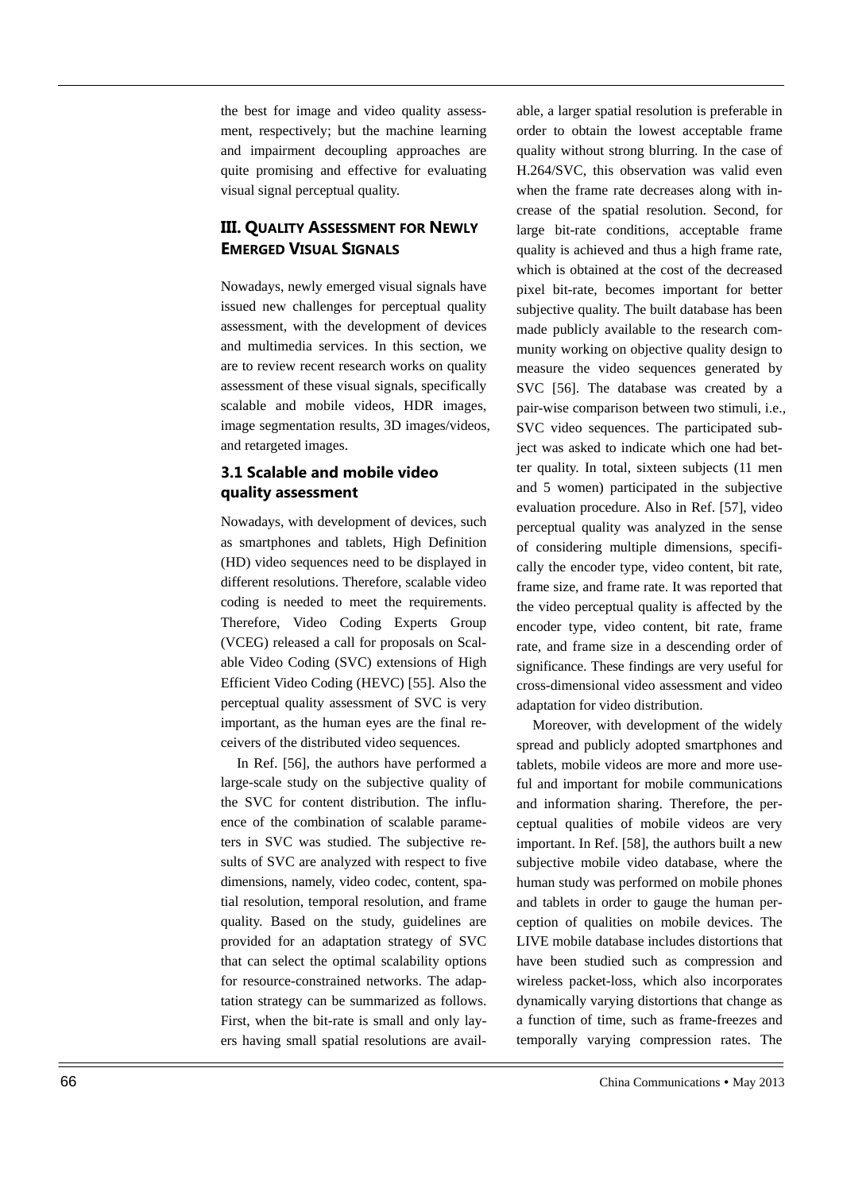the best for image and video quality assessment, respectively; but the machine learning and impairment decoupling approaches are quite promising and effective for evaluating visual signal perceptual quality.

## III. Quality Assessment for Newly Emerged Visual Signals

Nowadays, newly emerged visual signals have issued new challenges for perceptual quality assessment, with the development of devices and multimedia services. In this section, we are to review recent research works on quality assessment of these visual signals, specifically scalable and mobile videos, HDR images, image segmentation results, 3D images/videos, and retargeted images.

### 3.1 Scalable and mobile video quality assessment

Nowadays, with development of devices, such as smartphones and tablets, High Definition (HD) video sequences need to be displayed in different resolutions. Therefore, scalable video coding is needed to meet the requirements. Therefore, Video Coding Experts Group (VCEG) released a call for proposals on Scalable Video Coding (SVC) extensions of High Efficient Video Coding (HEVC) [55]. Also the perceptual quality assessment of SVC is very important, as the human eyes are the final receivers of the distributed video sequences.

In Ref. [56], the authors have performed a large-scale study on the subjective quality of the SVC for content distribution. The influence of the combination of scalable parameters in SVC was studied. The subjective results of SVC are analyzed with respect to five dimensions, namely, video codec, content, spatial resolution, temporal resolution, and frame quality. Based on the study, guidelines are provided for an adaptation strategy of SVC that can select the optimal scalability options for resource-constrained networks. The adaptation strategy can be summarized as follows. First, when the bit-rate is small and only layers having small spatial resolutions are available, a larger spatial resolution is preferable in order to obtain the lowest acceptable frame quality without strong blurring. In the case of H.264/SVC, this observation was valid even when the frame rate decreases along with increase of the spatial resolution. Second, for large bit-rate conditions, acceptable frame quality is achieved and thus a high frame rate, which is obtained at the cost of the decreased pixel bit-rate, becomes important for better subjective quality. The built database has been made publicly available to the research community working on objective quality design to measure the video sequences generated by SVC [56]. The database was created by a pair-wise comparison between two stimuli, i.e., SVC video sequences. The participated subject was asked to indicate which one had better quality. In total, sixteen subjects (11 men and 5 women) participated in the subjective evaluation procedure. Also in Ref. [57], video perceptual quality was analyzed in the sense of considering multiple dimensions, specifically the encoder type, video content, bit rate, frame size, and frame rate. It was reported that the video perceptual quality is affected by the encoder type, video content, bit rate, frame rate, and frame size in a descending order of significance. These findings are very useful for cross-dimensional video assessment and video adaptation for video distribution.

Moreover, with development of the widely spread and publicly adopted smartphones and tablets, mobile videos are more and more useful and important for mobile communications and information sharing. Therefore, the perceptual qualities of mobile videos are very important. In Ref. [58], the authors built a new subjective mobile video database, where the human study was performed on mobile phones and tablets in order to gauge the human perception of qualities on mobile devices. The LIVE mobile database includes distortions that have been studied such as compression and wireless packet-loss, which also incorporates dynamically varying distortions that change as a function of time, such as frame-freezes and temporally varying compression rates. The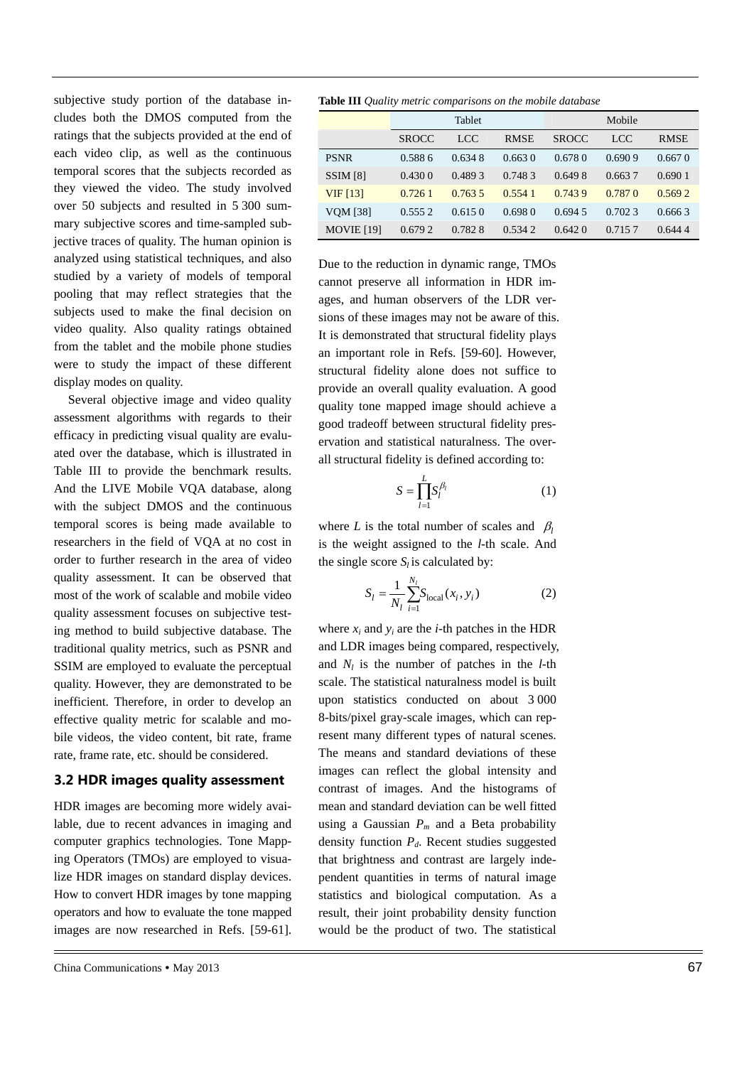subjective study portion of the database includes both the DMOS computed from the ratings that the subjects provided at the end of each video clip, as well as the continuous temporal scores that the subjects recorded as they viewed the video. The study involved over 50 subjects and resulted in 5 300 summary subjective scores and time-sampled subjective traces of quality. The human opinion is analyzed using statistical techniques, and also studied by a variety of models of temporal pooling that may reflect strategies that the subjects used to make the final decision on video quality. Also quality ratings obtained from the tablet and the mobile phone studies were to study the impact of these different display modes on quality.

Several objective image and video quality assessment algorithms with regards to their efficacy in predicting visual quality are evaluated over the database, which is illustrated in Table III to provide the benchmark results. And the LIVE Mobile VQA database, along with the subject DMOS and the continuous temporal scores is being made available to researchers in the field of VQA at no cost in order to further research in the area of video quality assessment. It can be observed that most of the work of scalable and mobile video quality assessment focuses on subjective testing method to build subjective database. The traditional quality metrics, such as PSNR and SSIM are employed to evaluate the perceptual quality. However, they are demonstrated to be inefficient. Therefore, in order to develop an effective quality metric for scalable and mobile videos, the video content, bit rate, frame rate, frame rate, etc. should be considered.

### 3.2 HDR images quality assessment

HDR images are becoming more widely available, due to recent advances in imaging and computer graphics technologies. Tone Mapping Operators (TMOs) are employed to visualize HDR images on standard display devices. How to convert HDR images by tone mapping operators and how to evaluate the tone mapped images are now researched in Refs. [59-61].

**Table III** *Quality metric comparisons on the mobile database*

| | Tablet | | | Mobile | | |
|---|---|---|---|---|---|---|
| | SROCC | LCC | RMSE | SROCC | LCC | RMSE |
| PSNR | 0.588 6 | 0.634 8 | 0.663 0 | 0.678 0 | 0.690 9 | 0.667 0 |
| SSIM [8] | 0.430 0 | 0.489 3 | 0.748 3 | 0.649 8 | 0.663 7 | 0.690 1 |
| VIF [13] | 0.726 1 | 0.763 5 | 0.554 1 | 0.743 9 | 0.787 0 | 0.569 2 |
| VQM [38] | 0.555 2 | 0.615 0 | 0.698 0 | 0.694 5 | 0.702 3 | 0.666 3 |
| MOVIE [19] | 0.679 2 | 0.782 8 | 0.534 2 | 0.642 0 | 0.715 7 | 0.644 4 |

Due to the reduction in dynamic range, TMOs cannot preserve all information in HDR images, and human observers of the LDR versions of these images may not be aware of this. It is demonstrated that structural fidelity plays an important role in Refs. [59-60]. However, structural fidelity alone does not suffice to provide an overall quality evaluation. A good quality tone mapped image should achieve a good tradeoff between structural fidelity preservation and statistical naturalness. The overall structural fidelity is defined according to:

$$S = \prod_{l=1}^{L} S_l^{\beta_l} \tag{1}$$

where $L$ is the total number of scales and $\beta_l$ is the weight assigned to the $l$-th scale. And the single score $S_l$ is calculated by:

$$S_l = \frac{1}{N_l} \sum_{i=1}^{N_l} S_{\text{local}}(x_i, y_i) \tag{2}$$

where $x_i$ and $y_i$ are the $i$-th patches in the HDR and LDR images being compared, respectively, and $N_l$ is the number of patches in the $l$-th scale. The statistical naturalness model is built upon statistics conducted on about 3 000 8-bits/pixel gray-scale images, which can represent many different types of natural scenes. The means and standard deviations of these images can reflect the global intensity and contrast of images. And the histograms of mean and standard deviation can be well fitted using a Gaussian $P_m$ and a Beta probability density function $P_d$. Recent studies suggested that brightness and contrast are largely independent quantities in terms of natural image statistics and biological computation. As a result, their joint probability density function would be the product of two. The statistical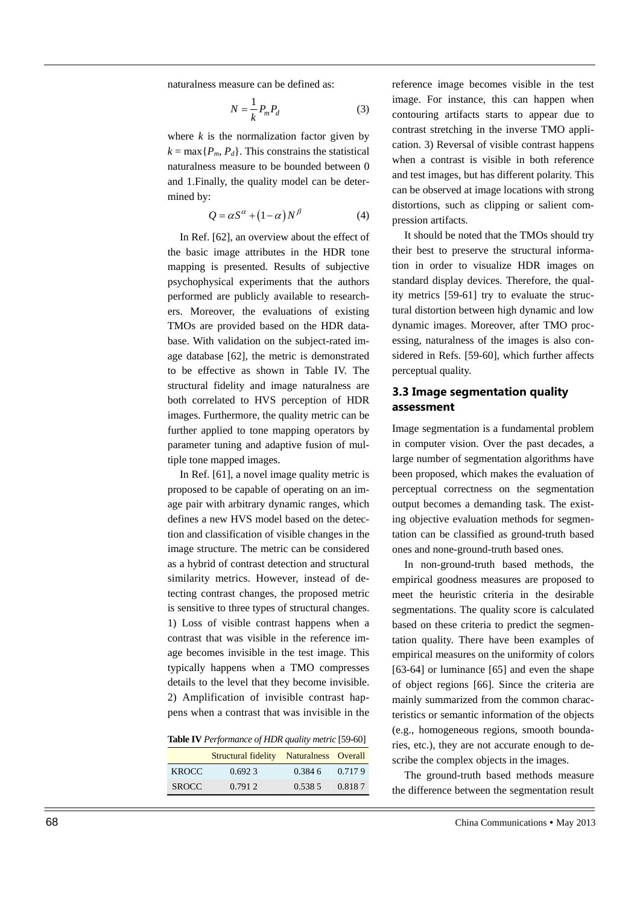naturalness measure can be defined as:

$$N = \frac{1}{k} P_m P_d \tag{3}$$

where $k$ is the normalization factor given by $k = \max\{P_m, P_d\}$. This constrains the statistical naturalness measure to be bounded between 0 and 1.Finally, the quality model can be determined by:

$$Q = \alpha S^{\alpha} + (1-\alpha) N^{\beta} \tag{4}$$

In Ref. [62], an overview about the effect of the basic image attributes in the HDR tone mapping is presented. Results of subjective psychophysical experiments that the authors performed are publicly available to researchers. Moreover, the evaluations of existing TMOs are provided based on the HDR database. With validation on the subject-rated image database [62], the metric is demonstrated to be effective as shown in Table IV. The structural fidelity and image naturalness are both correlated to HVS perception of HDR images. Furthermore, the quality metric can be further applied to tone mapping operators by parameter tuning and adaptive fusion of multiple tone mapped images.

In Ref. [61], a novel image quality metric is proposed to be capable of operating on an image pair with arbitrary dynamic ranges, which defines a new HVS model based on the detection and classification of visible changes in the image structure. The metric can be considered as a hybrid of contrast detection and structural similarity metrics. However, instead of detecting contrast changes, the proposed metric is sensitive to three types of structural changes. 1) Loss of visible contrast happens when a contrast that was visible in the reference image becomes invisible in the test image. This typically happens when a TMO compresses details to the level that they become invisible. 2) Amplification of invisible contrast happens when a contrast that was invisible in the reference image becomes visible in the test image. For instance, this can happen when contouring artifacts starts to appear due to contrast stretching in the inverse TMO application. 3) Reversal of visible contrast happens when a contrast is visible in both reference and test images, but has different polarity. This can be observed at image locations with strong distortions, such as clipping or salient compression artifacts.

**Table IV** *Performance of HDR quality metric* [59-60]

| | Structural fidelity | Naturalness | Overall |
|---|---|---|---|
| KROCC | 0.692 3 | 0.384 6 | 0.717 9 |
| SROCC | 0.791 2 | 0.538 5 | 0.818 7 |

It should be noted that the TMOs should try their best to preserve the structural information in order to visualize HDR images on standard display devices. Therefore, the quality metrics [59-61] try to evaluate the structural distortion between high dynamic and low dynamic images. Moreover, after TMO processing, naturalness of the images is also considered in Refs. [59-60], which further affects perceptual quality.

### 3.3 Image segmentation quality assessment

Image segmentation is a fundamental problem in computer vision. Over the past decades, a large number of segmentation algorithms have been proposed, which makes the evaluation of perceptual correctness on the segmentation output becomes a demanding task. The existing objective evaluation methods for segmentation can be classified as ground-truth based ones and none-ground-truth based ones.

In non-ground-truth based methods, the empirical goodness measures are proposed to meet the heuristic criteria in the desirable segmentations. The quality score is calculated based on these criteria to predict the segmentation quality. There have been examples of empirical measures on the uniformity of colors [63-64] or luminance [65] and even the shape of object regions [66]. Since the criteria are mainly summarized from the common characteristics or semantic information of the objects (e.g., homogeneous regions, smooth boundaries, etc.), they are not accurate enough to describe the complex objects in the images.

The ground-truth based methods measure the difference between the segmentation result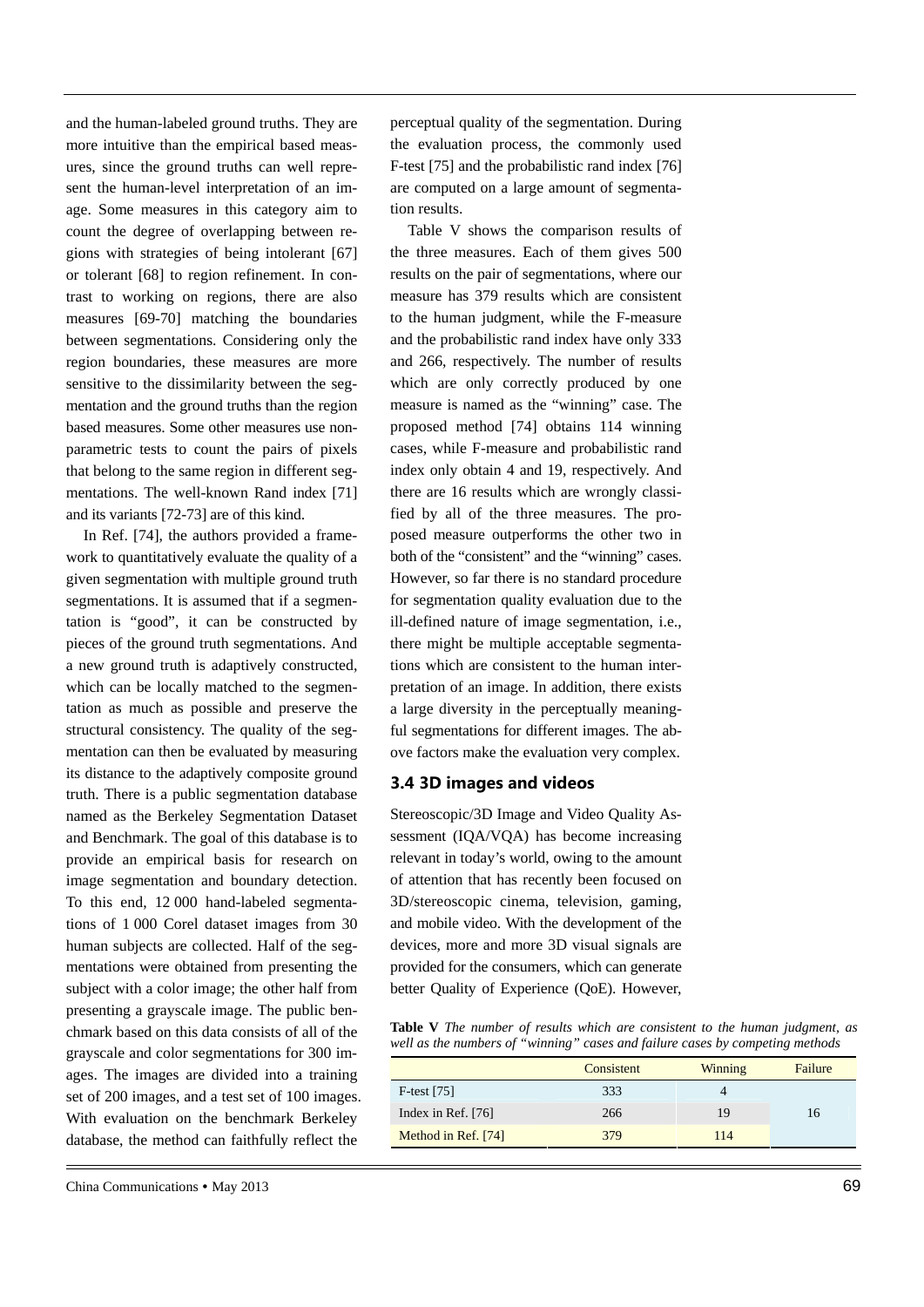and the human-labeled ground truths. They are more intuitive than the empirical based measures, since the ground truths can well represent the human-level interpretation of an image. Some measures in this category aim to count the degree of overlapping between regions with strategies of being intolerant [67] or tolerant [68] to region refinement. In contrast to working on regions, there are also measures [69-70] matching the boundaries between segmentations. Considering only the region boundaries, these measures are more sensitive to the dissimilarity between the segmentation and the ground truths than the region based measures. Some other measures use non-parametric tests to count the pairs of pixels that belong to the same region in different segmentations. The well-known Rand index [71] and its variants [72-73] are of this kind.

In Ref. [74], the authors provided a framework to quantitatively evaluate the quality of a given segmentation with multiple ground truth segmentations. It is assumed that if a segmentation is "good", it can be constructed by pieces of the ground truth segmentations. And a new ground truth is adaptively constructed, which can be locally matched to the segmentation as much as possible and preserve the structural consistency. The quality of the segmentation can then be evaluated by measuring its distance to the adaptively composite ground truth. There is a public segmentation database named as the Berkeley Segmentation Dataset and Benchmark. The goal of this database is to provide an empirical basis for research on image segmentation and boundary detection. To this end, 12 000 hand-labeled segmentations of 1 000 Corel dataset images from 30 human subjects are collected. Half of the segmentations were obtained from presenting the subject with a color image; the other half from presenting a grayscale image. The public benchmark based on this data consists of all of the grayscale and color segmentations for 300 images. The images are divided into a training set of 200 images, and a test set of 100 images. With evaluation on the benchmark Berkeley database, the method can faithfully reflect the perceptual quality of the segmentation. During the evaluation process, the commonly used F-test [75] and the probabilistic rand index [76] are computed on a large amount of segmentation results.

Table V shows the comparison results of the three measures. Each of them gives 500 results on the pair of segmentations, where our measure has 379 results which are consistent to the human judgment, while the F-measure and the probabilistic rand index have only 333 and 266, respectively. The number of results which are only correctly produced by one measure is named as the "winning" case. The proposed method [74] obtains 114 winning cases, while F-measure and probabilistic rand index only obtain 4 and 19, respectively. And there are 16 results which are wrongly classified by all of the three measures. The proposed measure outperforms the other two in both of the "consistent" and the "winning" cases. However, so far there is no standard procedure for segmentation quality evaluation due to the ill-defined nature of image segmentation, i.e., there might be multiple acceptable segmentations which are consistent to the human interpretation of an image. In addition, there exists a large diversity in the perceptually meaningful segmentations for different images. The above factors make the evaluation very complex.

### 3.4 3D images and videos

Stereoscopic/3D Image and Video Quality Assessment (IQA/VQA) has become increasing relevant in today's world, owing to the amount of attention that has recently been focused on 3D/stereoscopic cinema, television, gaming, and mobile video. With the development of the devices, more and more 3D visual signals are provided for the consumers, which can generate better Quality of Experience (QoE). However,

**Table V** *The number of results which are consistent to the human judgment, as well as the numbers of "winning" cases and failure cases by competing methods*

| | Consistent | Winning | Failure |
|---|---|---|---|
| F-test [75] | 333 | 4 | |
| Index in Ref. [76] | 266 | 19 | 16 |
| Method in Ref. [74] | 379 | 114 | |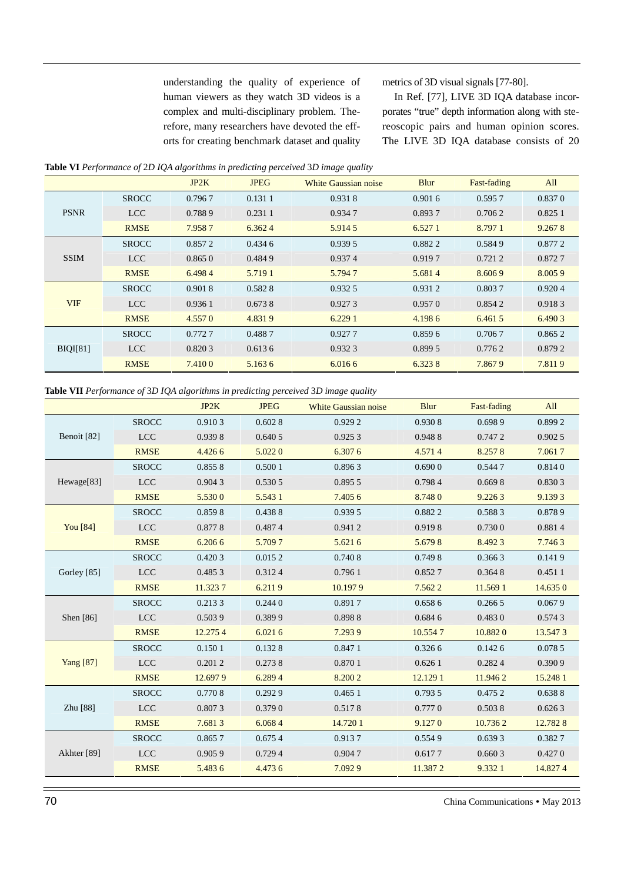understanding the quality of experience of human viewers as they watch 3D videos is a complex and multi-disciplinary problem. Therefore, many researchers have devoted the efforts for creating benchmark dataset and quality metrics of 3D visual signals [77-80].

In Ref. [77], LIVE 3D IQA database incorporates "true" depth information along with stereoscopic pairs and human opinion scores. The LIVE 3D IQA database consists of 20

**Table VI** *Performance of 2D IQA algorithms in predicting perceived 3D image quality*

| | | JP2K | JPEG | White Gaussian noise | Blur | Fast-fading | All |
|---|---|---|---|---|---|---|---|
| PSNR | SROCC | 0.796 7 | 0.131 1 | 0.931 8 | 0.901 6 | 0.595 7 | 0.837 0 |
| | LCC | 0.788 9 | 0.231 1 | 0.934 7 | 0.893 7 | 0.706 2 | 0.825 1 |
| | RMSE | 7.958 7 | 6.362 4 | 5.914 5 | 6.527 1 | 8.797 1 | 9.267 8 |
| SSIM | SROCC | 0.857 2 | 0.434 6 | 0.939 5 | 0.882 2 | 0.584 9 | 0.877 2 |
| | LCC | 0.865 0 | 0.484 9 | 0.937 4 | 0.919 7 | 0.721 2 | 0.872 7 |
| | RMSE | 6.498 4 | 5.719 1 | 5.794 7 | 5.681 4 | 8.606 9 | 8.005 9 |
| VIF | SROCC | 0.901 8 | 0.582 8 | 0.932 5 | 0.931 2 | 0.803 7 | 0.920 4 |
| | LCC | 0.936 1 | 0.673 8 | 0.927 3 | 0.957 0 | 0.854 2 | 0.918 3 |
| | RMSE | 4.557 0 | 4.831 9 | 6.229 1 | 4.198 6 | 6.461 5 | 6.490 3 |
| BIQI[81] | SROCC | 0.772 7 | 0.488 7 | 0.927 7 | 0.859 6 | 0.706 7 | 0.865 2 |
| | LCC | 0.820 3 | 0.613 6 | 0.932 3 | 0.899 5 | 0.776 2 | 0.879 2 |
| | RMSE | 7.410 0 | 5.163 6 | 6.016 6 | 6.323 8 | 7.867 9 | 7.811 9 |

**Table VII** *Performance of 3D IQA algorithms in predicting perceived 3D image quality*

| | | JP2K | JPEG | White Gaussian noise | Blur | Fast-fading | All |
|---|---|---|---|---|---|---|---|
| Benoit [82] | SROCC | 0.910 3 | 0.602 8 | 0.929 2 | 0.930 8 | 0.698 9 | 0.899 2 |
| | LCC | 0.939 8 | 0.640 5 | 0.925 3 | 0.948 8 | 0.747 2 | 0.902 5 |
| | RMSE | 4.426 6 | 5.022 0 | 6.307 6 | 4.571 4 | 8.257 8 | 7.061 7 |
| Hewage[83] | SROCC | 0.855 8 | 0.500 1 | 0.896 3 | 0.690 0 | 0.544 7 | 0.814 0 |
| | LCC | 0.904 3 | 0.530 5 | 0.895 5 | 0.798 4 | 0.669 8 | 0.830 3 |
| | RMSE | 5.530 0 | 5.543 1 | 7.405 6 | 8.748 0 | 9.226 3 | 9.139 3 |
| You [84] | SROCC | 0.859 8 | 0.438 8 | 0.939 5 | 0.882 2 | 0.588 3 | 0.878 9 |
| | LCC | 0.877 8 | 0.487 4 | 0.941 2 | 0.919 8 | 0.730 0 | 0.881 4 |
| | RMSE | 6.206 6 | 5.709 7 | 5.621 6 | 5.679 8 | 8.492 3 | 7.746 3 |
| Gorley [85] | SROCC | 0.420 3 | 0.015 2 | 0.740 8 | 0.749 8 | 0.366 3 | 0.141 9 |
| | LCC | 0.485 3 | 0.312 4 | 0.796 1 | 0.852 7 | 0.364 8 | 0.451 1 |
| | RMSE | 11.323 7 | 6.211 9 | 10.197 9 | 7.562 2 | 11.569 1 | 14.635 0 |
| Shen [86] | SROCC | 0.213 3 | 0.244 0 | 0.891 7 | 0.658 6 | 0.266 5 | 0.067 9 |
| | LCC | 0.503 9 | 0.389 9 | 0.898 8 | 0.684 6 | 0.483 0 | 0.574 3 |
| | RMSE | 12.275 4 | 6.021 6 | 7.293 9 | 10.554 7 | 10.882 0 | 13.547 3 |
| Yang [87] | SROCC | 0.150 1 | 0.132 8 | 0.847 1 | 0.326 6 | 0.142 6 | 0.078 5 |
| | LCC | 0.201 2 | 0.273 8 | 0.870 1 | 0.626 1 | 0.282 4 | 0.390 9 |
| | RMSE | 12.697 9 | 6.289 4 | 8.200 2 | 12.129 1 | 11.946 2 | 15.248 1 |
| Zhu [88] | SROCC | 0.770 8 | 0.292 9 | 0.465 1 | 0.793 5 | 0.475 2 | 0.638 8 |
| | LCC | 0.807 3 | 0.379 0 | 0.517 8 | 0.777 0 | 0.503 8 | 0.626 3 |
| | RMSE | 7.681 3 | 6.068 4 | 14.720 1 | 9.127 0 | 10.736 2 | 12.782 8 |
| Akhter [89] | SROCC | 0.865 7 | 0.675 4 | 0.913 7 | 0.554 9 | 0.639 3 | 0.382 7 |
| | LCC | 0.905 9 | 0.729 4 | 0.904 7 | 0.617 7 | 0.660 3 | 0.427 0 |
| | RMSE | 5.483 6 | 4.473 6 | 7.092 9 | 11.387 2 | 9.332 1 | 14.827 4 |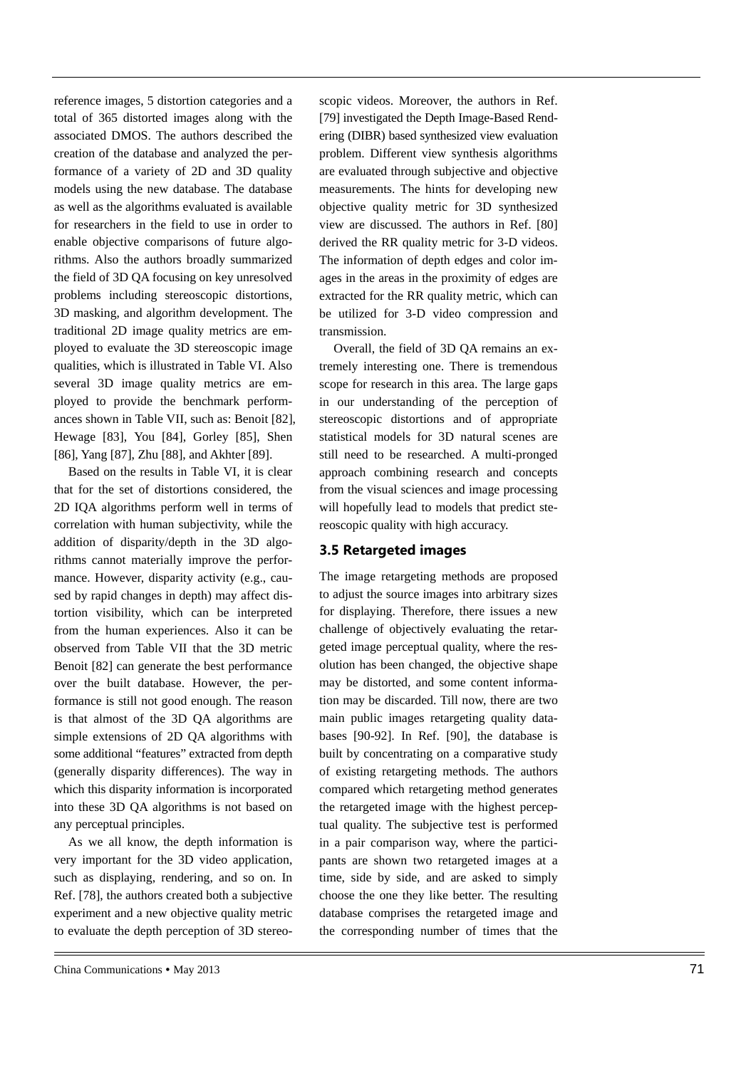reference images, 5 distortion categories and a total of 365 distorted images along with the associated DMOS. The authors described the creation of the database and analyzed the performance of a variety of 2D and 3D quality models using the new database. The database as well as the algorithms evaluated is available for researchers in the field to use in order to enable objective comparisons of future algorithms. Also the authors broadly summarized the field of 3D QA focusing on key unresolved problems including stereoscopic distortions, 3D masking, and algorithm development. The traditional 2D image quality metrics are employed to evaluate the 3D stereoscopic image qualities, which is illustrated in Table VI. Also several 3D image quality metrics are employed to provide the benchmark performances shown in Table VII, such as: Benoit [82], Hewage [83], You [84], Gorley [85], Shen [86], Yang [87], Zhu [88], and Akhter [89].

Based on the results in Table VI, it is clear that for the set of distortions considered, the 2D IQA algorithms perform well in terms of correlation with human subjectivity, while the addition of disparity/depth in the 3D algorithms cannot materially improve the performance. However, disparity activity (e.g., caused by rapid changes in depth) may affect distortion visibility, which can be interpreted from the human experiences. Also it can be observed from Table VII that the 3D metric Benoit [82] can generate the best performance over the built database. However, the performance is still not good enough. The reason is that almost of the 3D QA algorithms are simple extensions of 2D QA algorithms with some additional "features" extracted from depth (generally disparity differences). The way in which this disparity information is incorporated into these 3D QA algorithms is not based on any perceptual principles.

As we all know, the depth information is very important for the 3D video application, such as displaying, rendering, and so on. In Ref. [78], the authors created both a subjective experiment and a new objective quality metric to evaluate the depth perception of 3D stereoscopic videos. Moreover, the authors in Ref. [79] investigated the Depth Image-Based Rendering (DIBR) based synthesized view evaluation problem. Different view synthesis algorithms are evaluated through subjective and objective measurements. The hints for developing new objective quality metric for 3D synthesized view are discussed. The authors in Ref. [80] derived the RR quality metric for 3-D videos. The information of depth edges and color images in the areas in the proximity of edges are extracted for the RR quality metric, which can be utilized for 3-D video compression and transmission.

Overall, the field of 3D QA remains an extremely interesting one. There is tremendous scope for research in this area. The large gaps in our understanding of the perception of stereoscopic distortions and of appropriate statistical models for 3D natural scenes are still need to be researched. A multi-pronged approach combining research and concepts from the visual sciences and image processing will hopefully lead to models that predict stereoscopic quality with high accuracy.

### 3.5 Retargeted images

The image retargeting methods are proposed to adjust the source images into arbitrary sizes for displaying. Therefore, there issues a new challenge of objectively evaluating the retargeted image perceptual quality, where the resolution has been changed, the objective shape may be distorted, and some content information may be discarded. Till now, there are two main public images retargeting quality databases [90-92]. In Ref. [90], the database is built by concentrating on a comparative study of existing retargeting methods. The authors compared which retargeting method generates the retargeted image with the highest perceptual quality. The subjective test is performed in a pair comparison way, where the participants are shown two retargeted images at a time, side by side, and are asked to simply choose the one they like better. The resulting database comprises the retargeted image and the corresponding number of times that the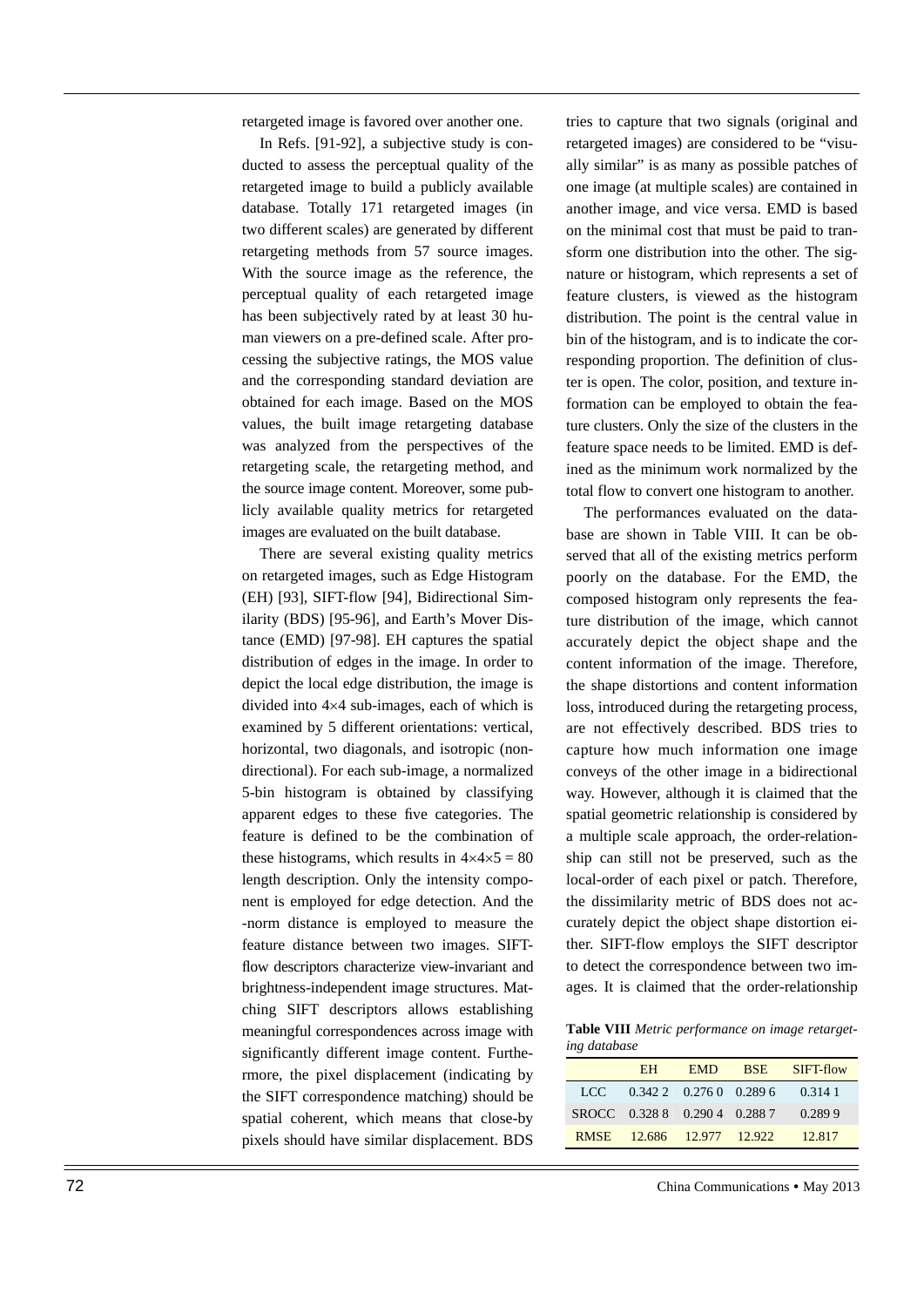retargeted image is favored over another one.

In Refs. [91-92], a subjective study is conducted to assess the perceptual quality of the retargeted image to build a publicly available database. Totally 171 retargeted images (in two different scales) are generated by different retargeting methods from 57 source images. With the source image as the reference, the perceptual quality of each retargeted image has been subjectively rated by at least 30 human viewers on a pre-defined scale. After processing the subjective ratings, the MOS value and the corresponding standard deviation are obtained for each image. Based on the MOS values, the built image retargeting database was analyzed from the perspectives of the retargeting scale, the retargeting method, and the source image content. Moreover, some publicly available quality metrics for retargeted images are evaluated on the built database.

There are several existing quality metrics on retargeted images, such as Edge Histogram (EH) [93], SIFT-flow [94], Bidirectional Similarity (BDS) [95-96], and Earth's Mover Distance (EMD) [97-98]. EH captures the spatial distribution of edges in the image. In order to depict the local edge distribution, the image is divided into 4×4 sub-images, each of which is examined by 5 different orientations: vertical, horizontal, two diagonals, and isotropic (non-directional). For each sub-image, a normalized 5-bin histogram is obtained by classifying apparent edges to these five categories. The feature is defined to be the combination of these histograms, which results in $4\times4\times5 = 80$ length description. Only the intensity component is employed for edge detection. And the -norm distance is employed to measure the feature distance between two images. SIFT-flow descriptors characterize view-invariant and brightness-independent image structures. Matching SIFT descriptors allows establishing meaningful correspondences across image with significantly different image content. Furthermore, the pixel displacement (indicating by the SIFT correspondence matching) should be spatial coherent, which means that close-by pixels should have similar displacement. BDS tries to capture that two signals (original and retargeted images) are considered to be "visually similar" is as many as possible patches of one image (at multiple scales) are contained in another image, and vice versa. EMD is based on the minimal cost that must be paid to transform one distribution into the other. The signature or histogram, which represents a set of feature clusters, is viewed as the histogram distribution. The point is the central value in bin of the histogram, and is to indicate the corresponding proportion. The definition of cluster is open. The color, position, and texture information can be employed to obtain the feature clusters. Only the size of the clusters in the feature space needs to be limited. EMD is defined as the minimum work normalized by the total flow to convert one histogram to another.

The performances evaluated on the database are shown in Table VIII. It can be observed that all of the existing metrics perform poorly on the database. For the EMD, the composed histogram only represents the feature distribution of the image, which cannot accurately depict the object shape and the content information of the image. Therefore, the shape distortions and content information loss, introduced during the retargeting process, are not effectively described. BDS tries to capture how much information one image conveys of the other image in a bidirectional way. However, although it is claimed that the spatial geometric relationship is considered by a multiple scale approach, the order-relationship can still not be preserved, such as the local-order of each pixel or patch. Therefore, the dissimilarity metric of BDS does not accurately depict the object shape distortion either. SIFT-flow employs the SIFT descriptor to detect the correspondence between two images. It is claimed that the order-relationship

**Table VIII** *Metric performance on image retargeting database*

| | EH | EMD | BSE | SIFT-flow |
|---|---|---|---|---|
| LCC | 0.342 2 | 0.276 0 | 0.289 6 | 0.314 1 |
| SROCC | 0.328 8 | 0.290 4 | 0.288 7 | 0.289 9 |
| RMSE | 12.686 | 12.977 | 12.922 | 12.817 |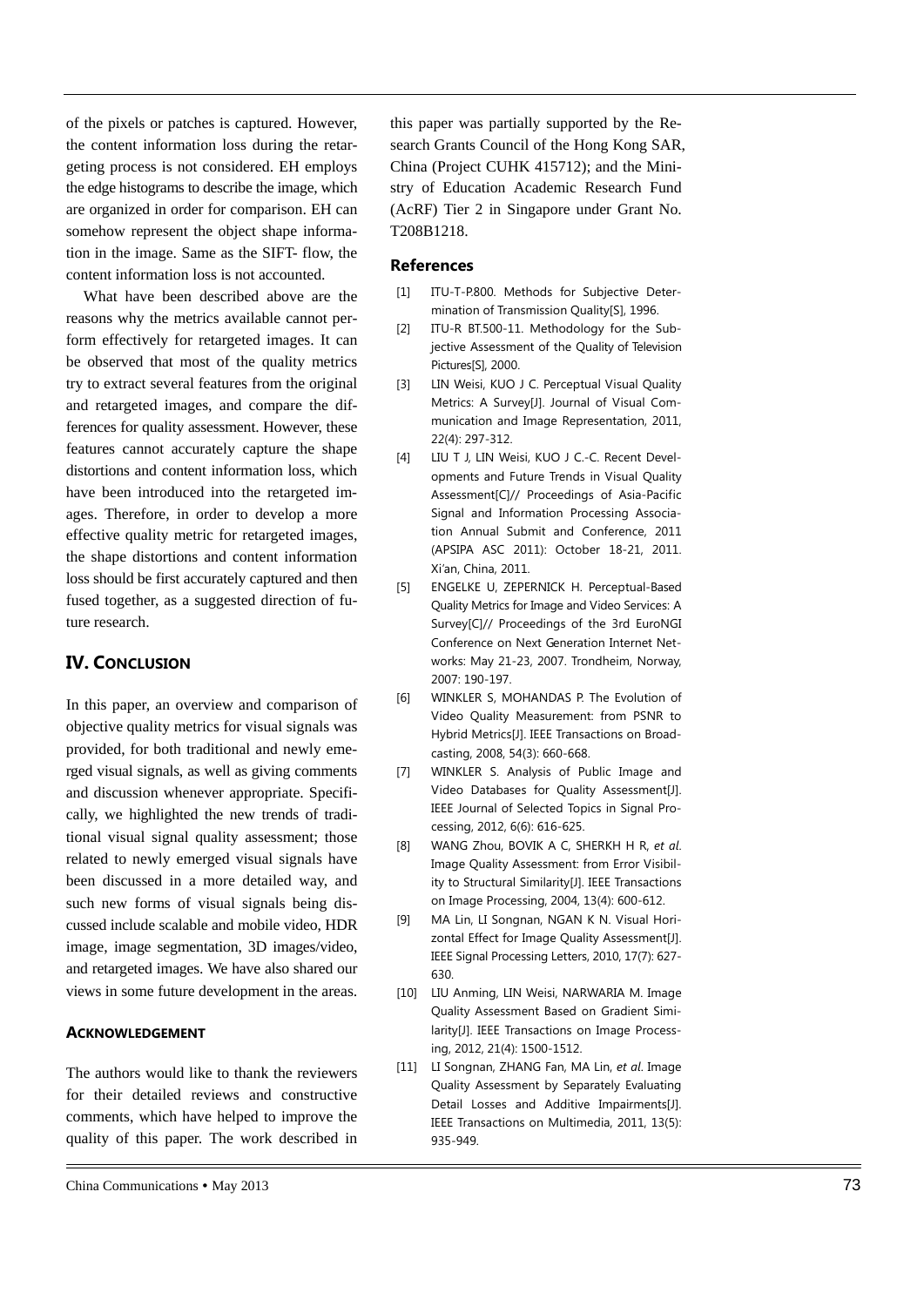of the pixels or patches is captured. However, the content information loss during the retargeting process is not considered. EH employs the edge histograms to describe the image, which are organized in order for comparison. EH can somehow represent the object shape information in the image. Same as the SIFT- flow, the content information loss is not accounted.

What have been described above are the reasons why the metrics available cannot perform effectively for retargeted images. It can be observed that most of the quality metrics try to extract several features from the original and retargeted images, and compare the differences for quality assessment. However, these features cannot accurately capture the shape distortions and content information loss, which have been introduced into the retargeted images. Therefore, in order to develop a more effective quality metric for retargeted images, the shape distortions and content information loss should be first accurately captured and then fused together, as a suggested direction of future research.

## IV. Conclusion

In this paper, an overview and comparison of objective quality metrics for visual signals was provided, for both traditional and newly emerged visual signals, as well as giving comments and discussion whenever appropriate. Specifically, we highlighted the new trends of traditional visual signal quality assessment; those related to newly emerged visual signals have been discussed in a more detailed way, and such new forms of visual signals being discussed include scalable and mobile video, HDR image, image segmentation, 3D images/video, and retargeted images. We have also shared our views in some future development in the areas.

### Acknowledgement

The authors would like to thank the reviewers for their detailed reviews and constructive comments, which have helped to improve the quality of this paper. The work described in this paper was partially supported by the Research Grants Council of the Hong Kong SAR, China (Project CUHK 415712); and the Ministry of Education Academic Research Fund (AcRF) Tier 2 in Singapore under Grant No. T208B1218.

## References

[1] ITU-T-P.800. Methods for Subjective Determination of Transmission Quality[S], 1996.

[2] ITU-R BT.500-11. Methodology for the Subjective Assessment of the Quality of Television Pictures[S], 2000.

[3] LIN Weisi, KUO J C. Perceptual Visual Quality Metrics: A Survey[J]. Journal of Visual Communication and Image Representation, 2011, 22(4): 297-312.

[4] LIU T J, LIN Weisi, KUO J C.-C. Recent Developments and Future Trends in Visual Quality Assessment[C]// Proceedings of Asia-Pacific Signal and Information Processing Association Annual Submit and Conference, 2011 (APSIPA ASC 2011): October 18-21, 2011. Xi'an, China, 2011.

[5] ENGELKE U, ZEPERNICK H. Perceptual-Based Quality Metrics for Image and Video Services: A Survey[C]// Proceedings of the 3rd EuroNGI Conference on Next Generation Internet Networks: May 21-23, 2007. Trondheim, Norway, 2007: 190-197.

[6] WINKLER S, MOHANDAS P. The Evolution of Video Quality Measurement: from PSNR to Hybrid Metrics[J]. IEEE Transactions on Broadcasting, 2008, 54(3): 660-668.

[7] WINKLER S. Analysis of Public Image and Video Databases for Quality Assessment[J]. IEEE Journal of Selected Topics in Signal Processing, 2012, 6(6): 616-625.

[8] WANG Zhou, BOVIK A C, SHERKH H R, *et al*. Image Quality Assessment: from Error Visibility to Structural Similarity[J]. IEEE Transactions on Image Processing, 2004, 13(4): 600-612.

[9] MA Lin, LI Songnan, NGAN K N. Visual Horizontal Effect for Image Quality Assessment[J]. IEEE Signal Processing Letters, 2010, 17(7): 627-630.

[10] LIU Anming, LIN Weisi, NARWARIA M. Image Quality Assessment Based on Gradient Similarity[J]. IEEE Transactions on Image Processing, 2012, 21(4): 1500-1512.

[11] LI Songnan, ZHANG Fan, MA Lin, *et al*. Image Quality Assessment by Separately Evaluating Detail Losses and Additive Impairments[J]. IEEE Transactions on Multimedia, 2011, 13(5): 935-949.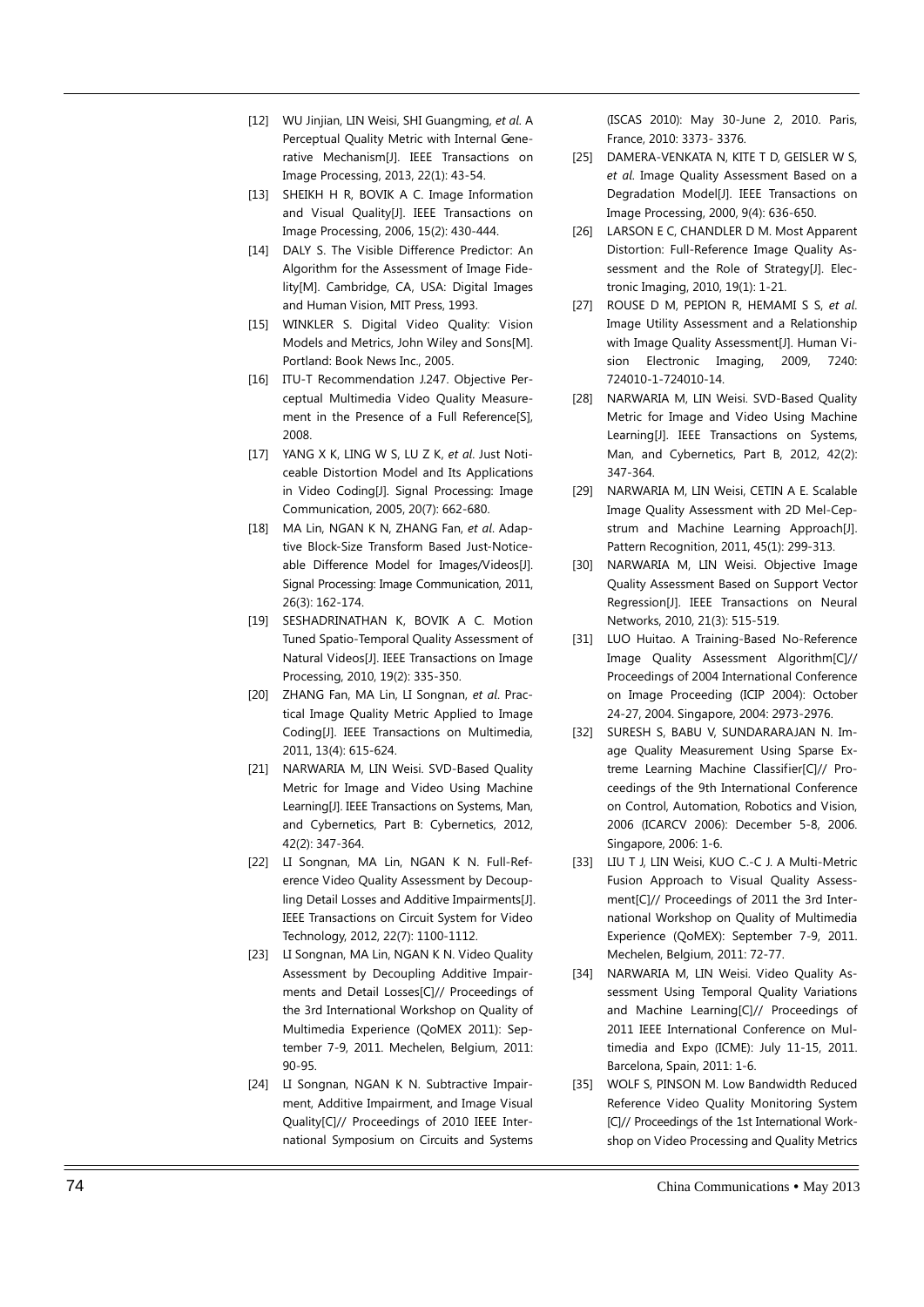[12] WU Jinjian, LIN Weisi, SHI Guangming, *et al*. A Perceptual Quality Metric with Internal Generative Mechanism[J]. IEEE Transactions on Image Processing, 2013, 22(1): 43-54.

[13] SHEIKH H R, BOVIK A C. Image Information and Visual Quality[J]. IEEE Transactions on Image Processing, 2006, 15(2): 430-444.

[14] DALY S. The Visible Difference Predictor: An Algorithm for the Assessment of Image Fidelity[M]. Cambridge, CA, USA: Digital Images and Human Vision, MIT Press, 1993.

[15] WINKLER S. Digital Video Quality: Vision Models and Metrics, John Wiley and Sons[M]. Portland: Book News Inc., 2005.

[16] ITU-T Recommendation J.247. Objective Perceptual Multimedia Video Quality Measurement in the Presence of a Full Reference[S], 2008.

[17] YANG X K, LING W S, LU Z K, *et al*. Just Noticeable Distortion Model and Its Applications in Video Coding[J]. Signal Processing: Image Communication, 2005, 20(7): 662-680.

[18] MA Lin, NGAN K N, ZHANG Fan, *et al*. Adaptive Block-Size Transform Based Just-Noticeable Difference Model for Images/Videos[J]. Signal Processing: Image Communication, 2011, 26(3): 162-174.

[19] SESHADRINATHAN K, BOVIK A C. Motion Tuned Spatio-Temporal Quality Assessment of Natural Videos[J]. IEEE Transactions on Image Processing, 2010, 19(2): 335-350.

[20] ZHANG Fan, MA Lin, LI Songnan, *et al*. Practical Image Quality Metric Applied to Image Coding[J]. IEEE Transactions on Multimedia, 2011, 13(4): 615-624.

[21] NARWARIA M, LIN Weisi. SVD-Based Quality Metric for Image and Video Using Machine Learning[J]. IEEE Transactions on Systems, Man, and Cybernetics, Part B: Cybernetics, 2012, 42(2): 347-364.

[22] LI Songnan, MA Lin, NGAN K N. Full-Reference Video Quality Assessment by Decoupling Detail Losses and Additive Impairments[J]. IEEE Transactions on Circuit System for Video Technology, 2012, 22(7): 1100-1112.

[23] LI Songnan, MA Lin, NGAN K N. Video Quality Assessment by Decoupling Additive Impairments and Detail Losses[C]// Proceedings of the 3rd International Workshop on Quality of Multimedia Experience (QoMEX 2011): September 7-9, 2011. Mechelen, Belgium, 2011: 90-95.

[24] LI Songnan, NGAN K N. Subtractive Impairment, Additive Impairment, and Image Visual Quality[C]// Proceedings of 2010 IEEE International Symposium on Circuits and Systems (ISCAS 2010): May 30-June 2, 2010. Paris, France, 2010: 3373- 3376.

[25] DAMERA-VENKATA N, KITE T D, GEISLER W S, *et al*. Image Quality Assessment Based on a Degradation Model[J]. IEEE Transactions on Image Processing, 2000, 9(4): 636-650.

[26] LARSON E C, CHANDLER D M. Most Apparent Distortion: Full-Reference Image Quality Assessment and the Role of Strategy[J]. Electronic Imaging, 2010, 19(1): 1-21.

[27] ROUSE D M, PEPION R, HEMAMI S S, *et al*. Image Utility Assessment and a Relationship with Image Quality Assessment[J]. Human Vision Electronic Imaging, 2009, 7240: 724010-1-724010-14.

[28] NARWARIA M, LIN Weisi. SVD-Based Quality Metric for Image and Video Using Machine Learning[J]. IEEE Transactions on Systems, Man, and Cybernetics, Part B, 2012, 42(2): 347-364.

[29] NARWARIA M, LIN Weisi, CETIN A E. Scalable Image Quality Assessment with 2D Mel-Cepstrum and Machine Learning Approach[J]. Pattern Recognition, 2011, 45(1): 299-313.

[30] NARWARIA M, LIN Weisi. Objective Image Quality Assessment Based on Support Vector Regression[J]. IEEE Transactions on Neural Networks, 2010, 21(3): 515-519.

[31] LUO Huitao. A Training-Based No-Reference Image Quality Assessment Algorithm[C]// Proceedings of 2004 International Conference on Image Proceeding (ICIP 2004): October 24-27, 2004. Singapore, 2004: 2973-2976.

[32] SURESH S, BABU V, SUNDARARAJAN N. Image Quality Measurement Using Sparse Extreme Learning Machine Classifier[C]// Proceedings of the 9th International Conference on Control, Automation, Robotics and Vision, 2006 (ICARCV 2006): December 5-8, 2006. Singapore, 2006: 1-6.

[33] LIU T J, LIN Weisi, KUO C.-C J. A Multi-Metric Fusion Approach to Visual Quality Assessment[C]// Proceedings of 2011 the 3rd International Workshop on Quality of Multimedia Experience (QoMEX): September 7-9, 2011. Mechelen, Belgium, 2011: 72-77.

[34] NARWARIA M, LIN Weisi. Video Quality Assessment Using Temporal Quality Variations and Machine Learning[C]// Proceedings of 2011 IEEE International Conference on Multimedia and Expo (ICME): July 11-15, 2011. Barcelona, Spain, 2011: 1-6.

[35] WOLF S, PINSON M. Low Bandwidth Reduced Reference Video Quality Monitoring System [C]// Proceedings of the 1st International Workshop on Video Processing and Quality Metrics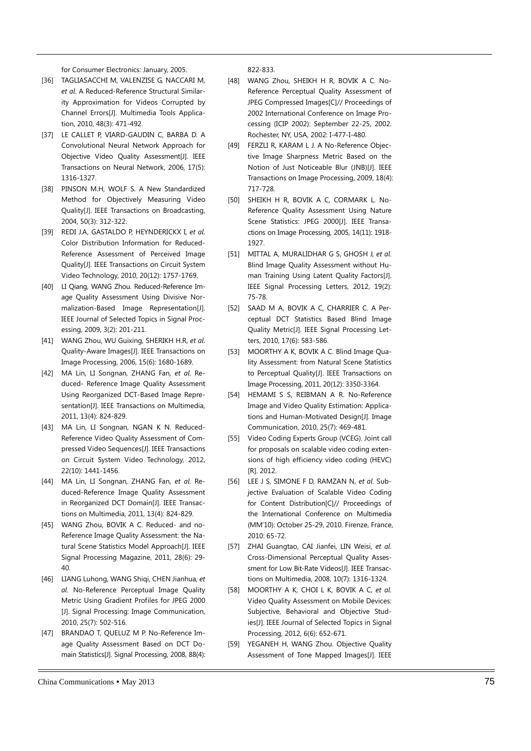for Consumer Electronics: January, 2005.

[36] TAGLIASACCHI M, VALENZISE G, NACCARI M, *et al*. A Reduced-Reference Structural Similarity Approximation for Videos Corrupted by Channel Errors[J]. Multimedia Tools Application, 2010, 48(3): 471-492.

[37] LE CALLET P, VIARD-GAUDIN C, BARBA D. A Convolutional Neural Network Approach for Objective Video Quality Assessment[J]. IEEE Transactions on Neural Network, 2006, 17(5): 1316-1327.

[38] PINSON M.H, WOLF S. A New Standardized Method for Objectively Measuring Video Quality[J]. IEEE Transactions on Broadcasting, 2004, 50(3): 312-322.

[39] REDI J.A, GASTALDO P, HEYNDERICKX I, *et al*. Color Distribution Information for Reduced-Reference Assessment of Perceived Image Quality[J]. IEEE Transactions on Circuit System Video Technology, 2010, 20(12): 1757-1769.

[40] LI Qiang, WANG Zhou. Reduced-Reference Image Quality Assessment Using Divisive Normalization-Based Image Representation[J]. IEEE Journal of Selected Topics in Signal Processing, 2009, 3(2): 201-211.

[41] WANG Zhou, WU Guixing, SHERIKH H.R, *et al*. Quality-Aware Images[J]. IEEE Transactions on Image Processing, 2006, 15(6): 1680-1689.

[42] MA Lin, LI Songnan, ZHANG Fan, *et al*. Reduced- Reference Image Quality Assessment Using Reorganized DCT-Based Image Representation[J]. IEEE Transactions on Multimedia, 2011, 13(4): 824-829.

[43] MA Lin, LI Songnan, NGAN K N. Reduced-Reference Video Quality Assessment of Compressed Video Sequences[J]. IEEE Transactions on Circuit System Video Technology, 2012, 22(10): 1441-1456.

[44] MA Lin, LI Songnan, ZHANG Fan, *et al*. Reduced-Reference Image Quality Assessment in Reorganized DCT Domain[J]. IEEE Transactions on Multimedia, 2011, 13(4): 824-829.

[45] WANG Zhou, BOVIK A C. Reduced- and no-Reference Image Quality Assessment: the Natural Scene Statistics Model Approach[J]. IEEE Signal Processing Magazine, 2011, 28(6): 29-40.

[46] LIANG Luhong, WANG Shiqi, CHEN Jianhua, *et al*. No-Reference Perceptual Image Quality Metric Using Gradient Profiles for JPEG 2000 [J]. Signal Processing: Image Communication, 2010, 25(7): 502-516.

[47] BRANDAO T, QUELUZ M P. No-Reference Image Quality Assessment Based on DCT Domain Statistics[J]. Signal Processing, 2008, 88(4): 822-833.

[48] WANG Zhou, SHEIKH H R, BOVIK A C. No-Reference Perceptual Quality Assessment of JPEG Compressed Images[C]// Proceedings of 2002 International Conference on Image Processing (ICIP 2002): September 22-25, 2002. Rochester, NY, USA, 2002: I-477-I-480.

[49] FERZLI R, KARAM L J. A No-Reference Objective Image Sharpness Metric Based on the Notion of Just Noticeable Blur (JNB)[J]. IEEE Transactions on Image Processing, 2009, 18(4): 717-728.

[50] SHEIKH H R, BOVIK A C, CORMARK L. No-Reference Quality Assessment Using Nature Scene Statistics: JPEG 2000[J]. IEEE Transactions on Image Processing, 2005, 14(11): 1918-1927.

[51] MITTAL A, MURALIDHAR G S, GHOSH J, *et al*. Blind Image Quality Assessment without Human Training Using Latent Quality Factors[J]. IEEE Signal Processing Letters, 2012, 19(2): 75-78.

[52] SAAD M A, BOVIK A C, CHARRIER C. A Perceptual DCT Statistics Based Blind Image Quality Metric[J]. IEEE Signal Processing Letters, 2010, 17(6): 583-586.

[53] MOORTHY A K, BOVIK A C. Blind Image Quality Assessment: from Natural Scene Statistics to Perceptual Quality[J]. IEEE Transactions on Image Processing, 2011, 20(12): 3350-3364.

[54] HEMAMI S S, REIBMAN A R. No-Reference Image and Video Quality Estimation: Applications and Human-Motivated Design[J]. Image Communication, 2010, 25(7): 469-481.

[55] Video Coding Experts Group (VCEG). Joint call for proposals on scalable video coding extensions of high efficiency video coding (HEVC) [R]. 2012.

[56] LEE J S, SIMONE F D, RAMZAN N, *et al*. Subjective Evaluation of Scalable Video Coding for Content Distribution[C]// Proceedings of the International Conference on Multimedia (MM'10): October 25-29, 2010. Firenze, France, 2010: 65-72.

[57] ZHAI Guangtao, CAI Jianfei, LIN Weisi, *et al*. Cross-Dimensional Perceptual Quality Assessment for Low Bit-Rate Videos[J]. IEEE Transactions on Multimedia, 2008, 10(7): 1316-1324.

[58] MOORTHY A K, CHOI L K, BOVIK A C, *et al*. Video Quality Assessment on Mobile Devices: Subjective, Behavioral and Objective Studies[J]. IEEE Journal of Selected Topics in Signal Processing, 2012, 6(6): 652-671.

[59] YEGANEH H, WANG Zhou. Objective Quality Assessment of Tone Mapped Images[J]. IEEE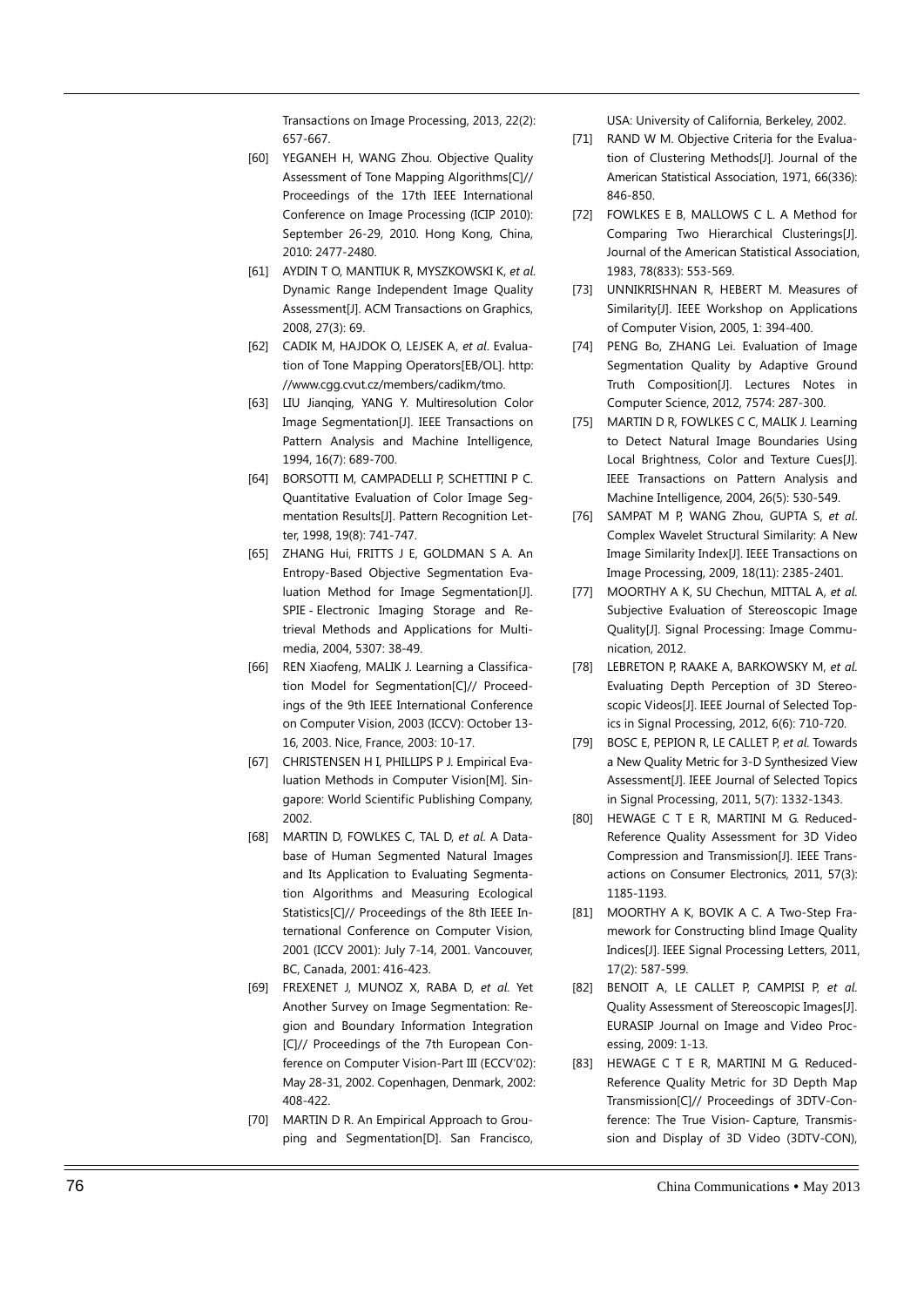Transactions on Image Processing, 2013, 22(2): 657-667.

[60] YEGANEH H, WANG Zhou. Objective Quality Assessment of Tone Mapping Algorithms[C]// Proceedings of the 17th IEEE International Conference on Image Processing (ICIP 2010): September 26-29, 2010. Hong Kong, China, 2010: 2477-2480.

[61] AYDIN T O, MANTIUK R, MYSZKOWSKI K, *et al*. Dynamic Range Independent Image Quality Assessment[J]. ACM Transactions on Graphics, 2008, 27(3): 69.

[62] CADIK M, HAJDOK O, LEJSEK A, *et al*. Evaluation of Tone Mapping Operators[EB/OL]. http://www.cgg.cvut.cz/members/cadikm/tmo.

[63] LIU Jianqing, YANG Y. Multiresolution Color Image Segmentation[J]. IEEE Transactions on Pattern Analysis and Machine Intelligence, 1994, 16(7): 689-700.

[64] BORSOTTI M, CAMPADELLI P, SCHETTINI P C. Quantitative Evaluation of Color Image Segmentation Results[J]. Pattern Recognition Letter, 1998, 19(8): 741-747.

[65] ZHANG Hui, FRITTS J E, GOLDMAN S A. An Entropy-Based Objective Segmentation Evaluation Method for Image Segmentation[J]. SPIE - Electronic Imaging Storage and Retrieval Methods and Applications for Multimedia, 2004, 5307: 38-49.

[66] REN Xiaofeng, MALIK J. Learning a Classification Model for Segmentation[C]// Proceedings of the 9th IEEE International Conference on Computer Vision, 2003 (ICCV): October 13-16, 2003. Nice, France, 2003: 10-17.

[67] CHRISTENSEN H I, PHILLIPS P J. Empirical Evaluation Methods in Computer Vision[M]. Singapore: World Scientific Publishing Company, 2002.

[68] MARTIN D, FOWLKES C, TAL D, *et al*. A Database of Human Segmented Natural Images and Its Application to Evaluating Segmentation Algorithms and Measuring Ecological Statistics[C]// Proceedings of the 8th IEEE International Conference on Computer Vision, 2001 (ICCV 2001): July 7-14, 2001. Vancouver, BC, Canada, 2001: 416-423.

[69] FREXENET J, MUNOZ X, RABA D, *et al*. Yet Another Survey on Image Segmentation: Region and Boundary Information Integration [C]// Proceedings of the 7th European Conference on Computer Vision-Part III (ECCV'02): May 28-31, 2002. Copenhagen, Denmark, 2002: 408-422.

[70] MARTIN D R. An Empirical Approach to Grouping and Segmentation[D]. San Francisco, USA: University of California, Berkeley, 2002.

[71] RAND W M. Objective Criteria for the Evaluation of Clustering Methods[J]. Journal of the American Statistical Association, 1971, 66(336): 846-850.

[72] FOWLKES E B, MALLOWS C L. A Method for Comparing Two Hierarchical Clusterings[J]. Journal of the American Statistical Association, 1983, 78(833): 553-569.

[73] UNNIKRISHNAN R, HEBERT M. Measures of Similarity[J]. IEEE Workshop on Applications of Computer Vision, 2005, 1: 394-400.

[74] PENG Bo, ZHANG Lei. Evaluation of Image Segmentation Quality by Adaptive Ground Truth Composition[J]. Lectures Notes in Computer Science, 2012, 7574: 287-300.

[75] MARTIN D R, FOWLKES C C, MALIK J. Learning to Detect Natural Image Boundaries Using Local Brightness, Color and Texture Cues[J]. IEEE Transactions on Pattern Analysis and Machine Intelligence, 2004, 26(5): 530-549.

[76] SAMPAT M P, WANG Zhou, GUPTA S, *et al*. Complex Wavelet Structural Similarity: A New Image Similarity Index[J]. IEEE Transactions on Image Processing, 2009, 18(11): 2385-2401.

[77] MOORTHY A K, SU Chechun, MITTAL A, *et al*. Subjective Evaluation of Stereoscopic Image Quality[J]. Signal Processing: Image Communication, 2012.

[78] LEBRETON P, RAAKE A, BARKOWSKY M, *et al*. Evaluating Depth Perception of 3D Stereoscopic Videos[J]. IEEE Journal of Selected Topics in Signal Processing, 2012, 6(6): 710-720.

[79] BOSC E, PEPION R, LE CALLET P, *et al*. Towards a New Quality Metric for 3-D Synthesized View Assessment[J]. IEEE Journal of Selected Topics in Signal Processing, 2011, 5(7): 1332-1343.

[80] HEWAGE C T E R, MARTINI M G. Reduced-Reference Quality Assessment for 3D Video Compression and Transmission[J]. IEEE Transactions on Consumer Electronics, 2011, 57(3): 1185-1193.

[81] MOORTHY A K, BOVIK A C. A Two-Step Framework for Constructing blind Image Quality Indices[J]. IEEE Signal Processing Letters, 2011, 17(2): 587-599.

[82] BENOIT A, LE CALLET P, CAMPISI P, *et al*. Quality Assessment of Stereoscopic Images[J]. EURASIP Journal on Image and Video Processing, 2009: 1-13.

[83] HEWAGE C T E R, MARTINI M G. Reduced-Reference Quality Metric for 3D Depth Map Transmission[C]// Proceedings of 3DTV-Conference: The True Vision- Capture, Transmission and Display of 3D Video (3DTV-CON),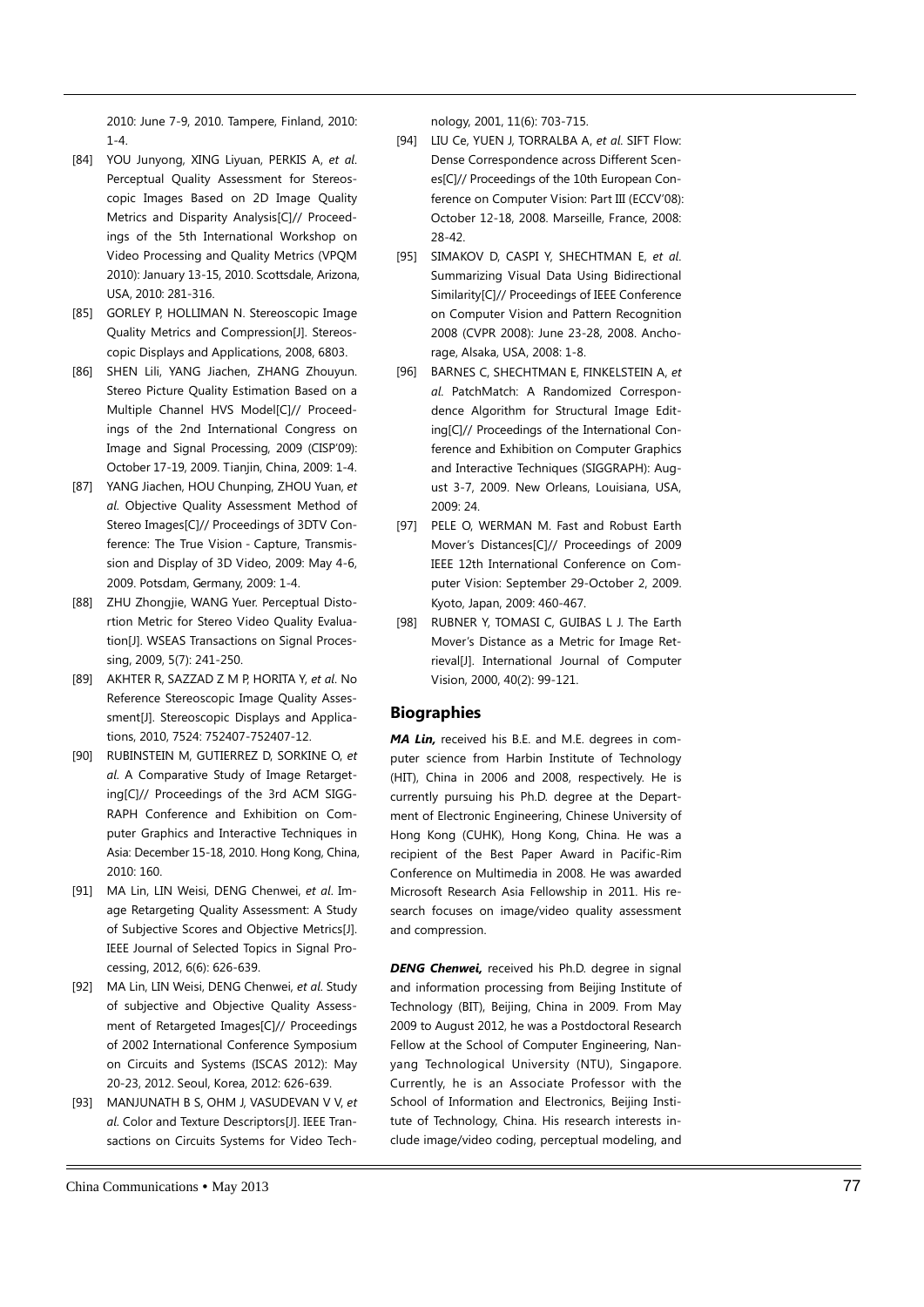2010: June 7-9, 2010. Tampere, Finland, 2010: 1-4.

[84] YOU Junyong, XING Liyuan, PERKIS A, *et al.* Perceptual Quality Assessment for Stereoscopic Images Based on 2D Image Quality Metrics and Disparity Analysis[C]// Proceedings of the 5th International Workshop on Video Processing and Quality Metrics (VPQM 2010): January 13-15, 2010. Scottsdale, Arizona, USA, 2010: 281-316.

[85] GORLEY P, HOLLIMAN N. Stereoscopic Image Quality Metrics and Compression[J]. Stereoscopic Displays and Applications, 2008, 6803.

[86] SHEN Lili, YANG Jiachen, ZHANG Zhouyun. Stereo Picture Quality Estimation Based on a Multiple Channel HVS Model[C]// Proceedings of the 2nd International Congress on Image and Signal Processing, 2009 (CISP'09): October 17-19, 2009. Tianjin, China, 2009: 1-4.

[87] YANG Jiachen, HOU Chunping, ZHOU Yuan, *et al.* Objective Quality Assessment Method of Stereo Images[C]// Proceedings of 3DTV Conference: The True Vision - Capture, Transmission and Display of 3D Video, 2009: May 4-6, 2009. Potsdam, Germany, 2009: 1-4.

[88] ZHU Zhongjie, WANG Yuer. Perceptual Distortion Metric for Stereo Video Quality Evaluation[J]. WSEAS Transactions on Signal Processing, 2009, 5(7): 241-250.

[89] AKHTER R, SAZZAD Z M P, HORITA Y, *et al.* No Reference Stereoscopic Image Quality Assessment[J]. Stereoscopic Displays and Applications, 2010, 7524: 752407-752407-12.

[90] RUBINSTEIN M, GUTIERREZ D, SORKINE O, *et al.* A Comparative Study of Image Retargeting[C]// Proceedings of the 3rd ACM SIGGRAPH Conference and Exhibition on Computer Graphics and Interactive Techniques in Asia: December 15-18, 2010. Hong Kong, China, 2010: 160.

[91] MA Lin, LIN Weisi, DENG Chenwei, *et al.* Image Retargeting Quality Assessment: A Study of Subjective Scores and Objective Metrics[J]. IEEE Journal of Selected Topics in Signal Processing, 2012, 6(6): 626-639.

[92] MA Lin, LIN Weisi, DENG Chenwei, *et al.* Study of subjective and Objective Quality Assessment of Retargeted Images[C]// Proceedings of 2002 International Conference Symposium on Circuits and Systems (ISCAS 2012): May 20-23, 2012. Seoul, Korea, 2012: 626-639.

[93] MANJUNATH B S, OHM J, VASUDEVAN V V, *et al.* Color and Texture Descriptors[J]. IEEE Transactions on Circuits Systems for Video Technology, 2001, 11(6): 703-715.

[94] LIU Ce, YUEN J, TORRALBA A, *et al.* SIFT Flow: Dense Correspondence across Different Scenes[C]// Proceedings of the 10th European Conference on Computer Vision: Part III (ECCV'08): October 12-18, 2008. Marseille, France, 2008: 28-42.

[95] SIMAKOV D, CASPI Y, SHECHTMAN E, *et al.* Summarizing Visual Data Using Bidirectional Similarity[C]// Proceedings of IEEE Conference on Computer Vision and Pattern Recognition 2008 (CVPR 2008): June 23-28, 2008. Anchorage, Alsaka, USA, 2008: 1-8.

[96] BARNES C, SHECHTMAN E, FINKELSTEIN A, *et al.* PatchMatch: A Randomized Correspondence Algorithm for Structural Image Editing[C]// Proceedings of the International Conference and Exhibition on Computer Graphics and Interactive Techniques (SIGGRAPH): August 3-7, 2009. New Orleans, Louisiana, USA, 2009: 24.

[97] PELE O, WERMAN M. Fast and Robust Earth Mover's Distances[C]// Proceedings of 2009 IEEE 12th International Conference on Computer Vision: September 29-October 2, 2009. Kyoto, Japan, 2009: 460-467.

[98] RUBNER Y, TOMASI C, GUIBAS L J. The Earth Mover's Distance as a Metric for Image Retrieval[J]. International Journal of Computer Vision, 2000, 40(2): 99-121.

## Biographies

***MA Lin,*** received his B.E. and M.E. degrees in computer science from Harbin Institute of Technology (HIT), China in 2006 and 2008, respectively. He is currently pursuing his Ph.D. degree at the Department of Electronic Engineering, Chinese University of Hong Kong (CUHK), Hong Kong, China. He was a recipient of the Best Paper Award in Pacific-Rim Conference on Multimedia in 2008. He was awarded Microsoft Research Asia Fellowship in 2011. His research focuses on image/video quality assessment and compression.

***DENG Chenwei,*** received his Ph.D. degree in signal and information processing from Beijing Institute of Technology (BIT), Beijing, China in 2009. From May 2009 to August 2012, he was a Postdoctoral Research Fellow at the School of Computer Engineering, Nanyang Technological University (NTU), Singapore. Currently, he is an Associate Professor with the School of Information and Electronics, Beijing Institute of Technology, China. His research interests include image/video coding, perceptual modeling, and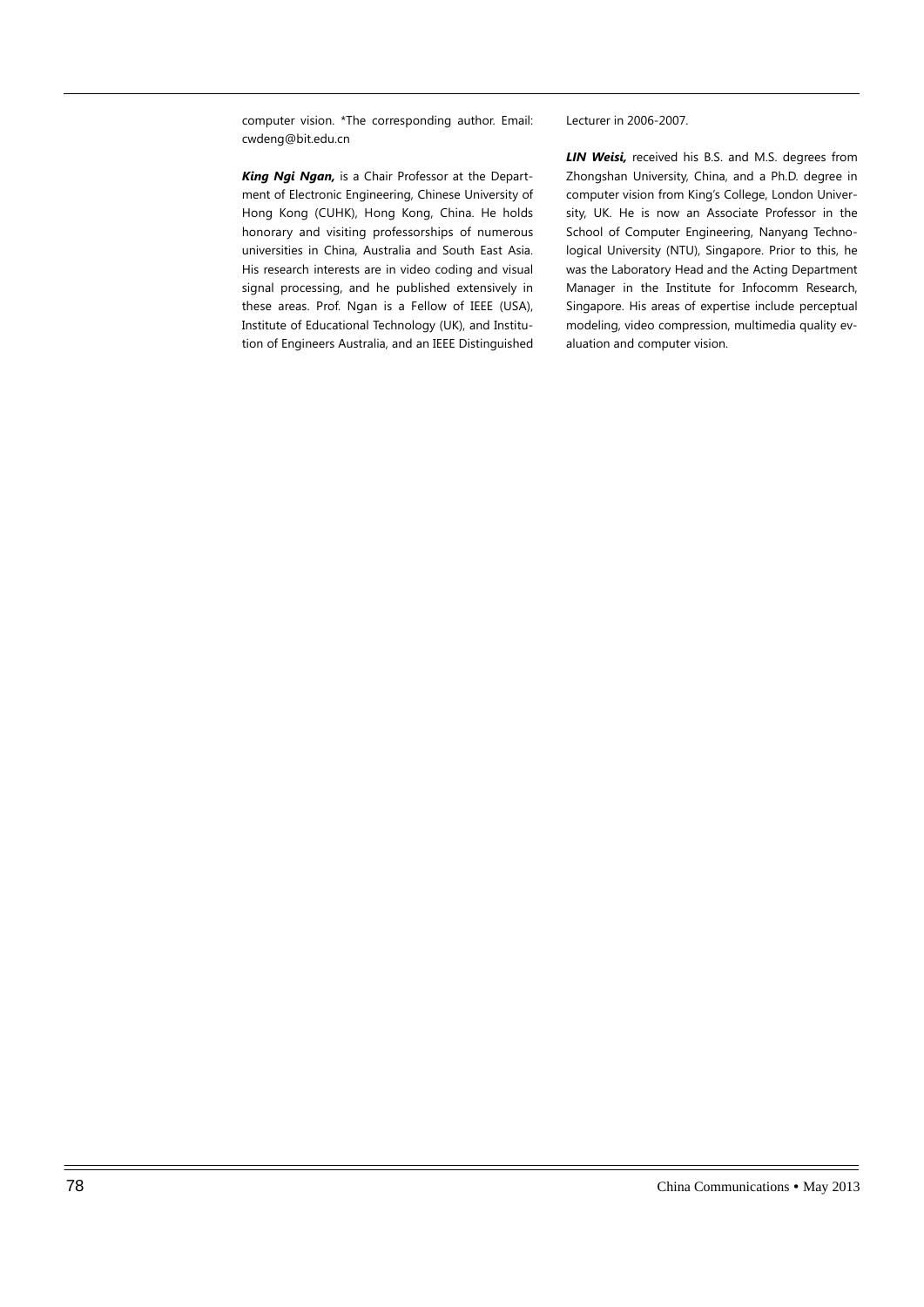computer vision. *The corresponding author. Email: cwdeng@bit.edu.cn

***King Ngi Ngan,*** is a Chair Professor at the Department of Electronic Engineering, Chinese University of Hong Kong (CUHK), Hong Kong, China. He holds honorary and visiting professorships of numerous universities in China, Australia and South East Asia. His research interests are in video coding and visual signal processing, and he published extensively in these areas. Prof. Ngan is a Fellow of IEEE (USA), Institute of Educational Technology (UK), and Institution of Engineers Australia, and an IEEE Distinguished Lecturer in 2006-2007.

***LIN Weisi,*** received his B.S. and M.S. degrees from Zhongshan University, China, and a Ph.D. degree in computer vision from King's College, London University, UK. He is now an Associate Professor in the School of Computer Engineering, Nanyang Technological University (NTU), Singapore. Prior to this, he was the Laboratory Head and the Acting Department Manager in the Institute for Infocomm Research, Singapore. His areas of expertise include perceptual modeling, video compression, multimedia quality evaluation and computer vision.